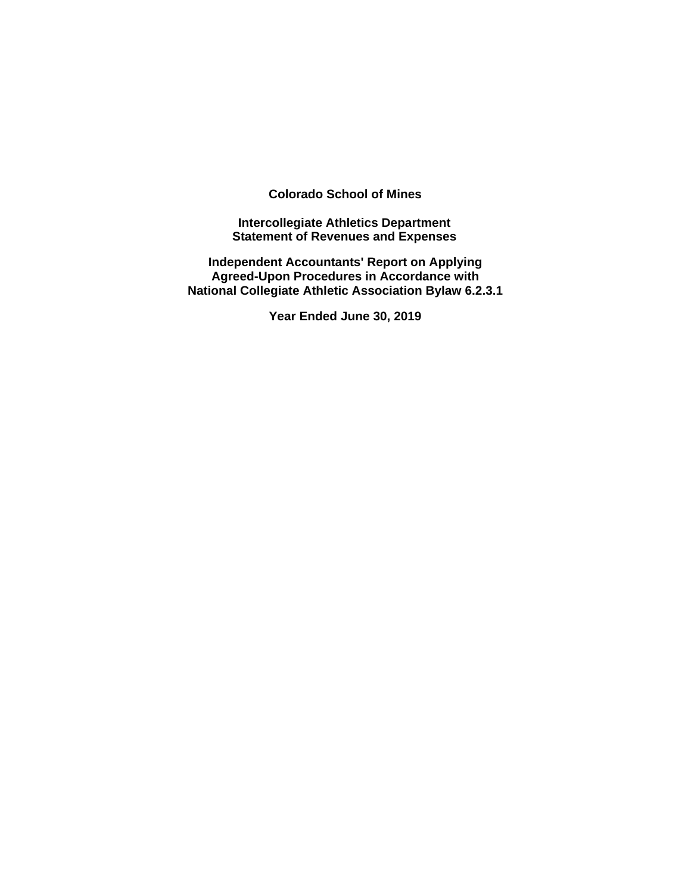# Colorado School of Mines

## Intercollegiate Athletics Department
## Statement of Revenues and Expenses

## Independent Accountants' Report on Applying Agreed-Upon Procedures in Accordance with National Collegiate Athletic Association Bylaw 6.2.3.1

## Year Ended June 30, 2019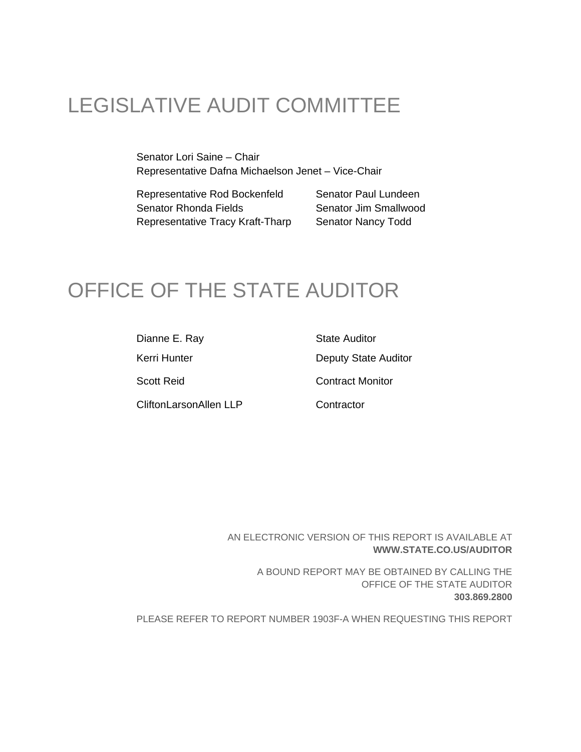# LEGISLATIVE AUDIT COMMITTEE

Senator Lori Saine – Chair
Representative Dafna Michaelson Jenet – Vice-Chair

Representative Rod Bockenfeld
Senator Rhonda Fields
Representative Tracy Kraft-Tharp
Senator Paul Lundeen
Senator Jim Smallwood
Senator Nancy Todd

# OFFICE OF THE STATE AUDITOR

| | |
|---|---|
| Dianne E. Ray | State Auditor |
| Kerri Hunter | Deputy State Auditor |
| Scott Reid | Contract Monitor |
| CliftonLarsonAllen LLP | Contractor |

AN ELECTRONIC VERSION OF THIS REPORT IS AVAILABLE AT
**WWW.STATE.CO.US/AUDITOR**

A BOUND REPORT MAY BE OBTAINED BY CALLING THE
OFFICE OF THE STATE AUDITOR
**303.869.2800**

PLEASE REFER TO REPORT NUMBER 1903F-A WHEN REQUESTING THIS REPORT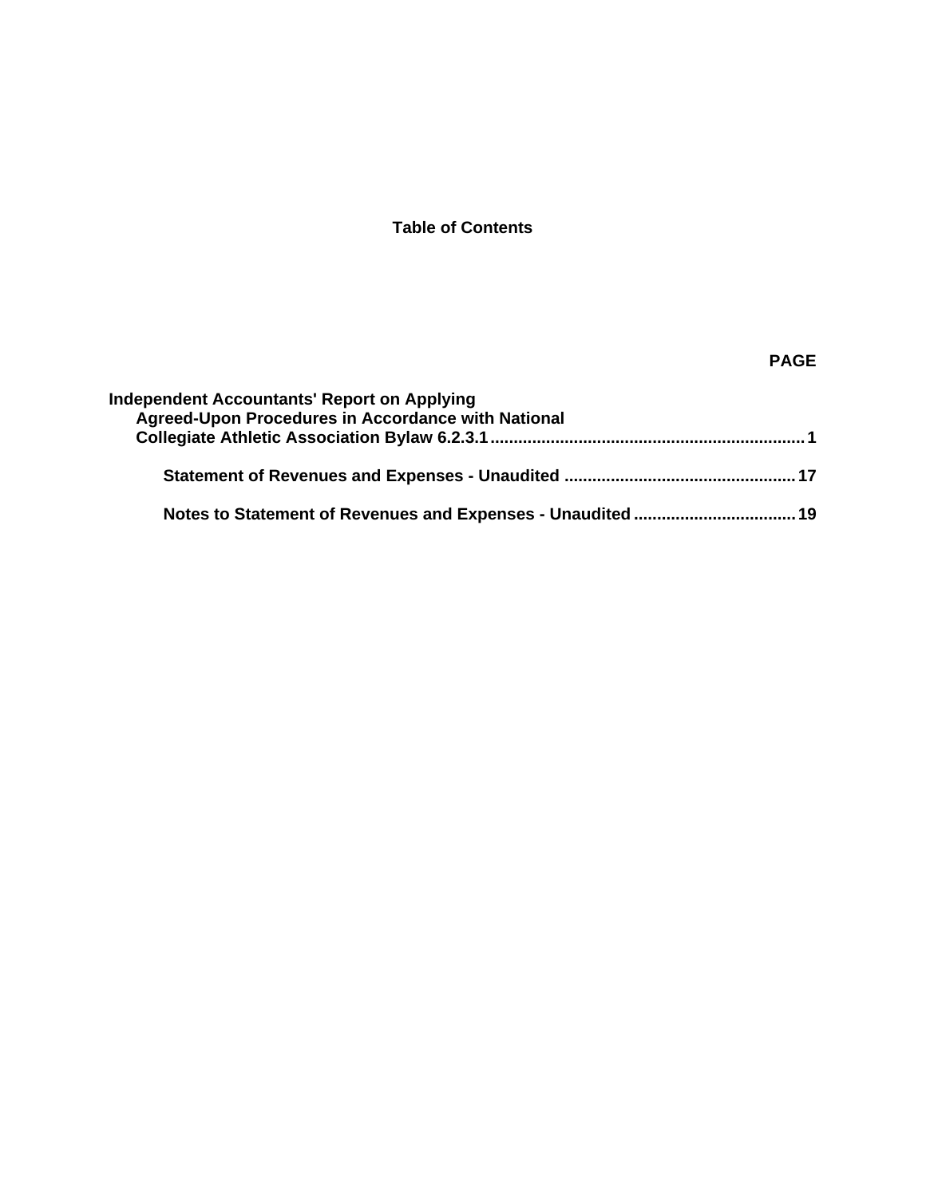# Table of Contents

| | PAGE |
|---|---|
| **Independent Accountants' Report on Applying Agreed-Upon Procedures in Accordance with National Collegiate Athletic Association Bylaw 6.2.3.1** | **1** |
| **Statement of Revenues and Expenses - Unaudited** | **17** |
| **Notes to Statement of Revenues and Expenses - Unaudited** | **19** |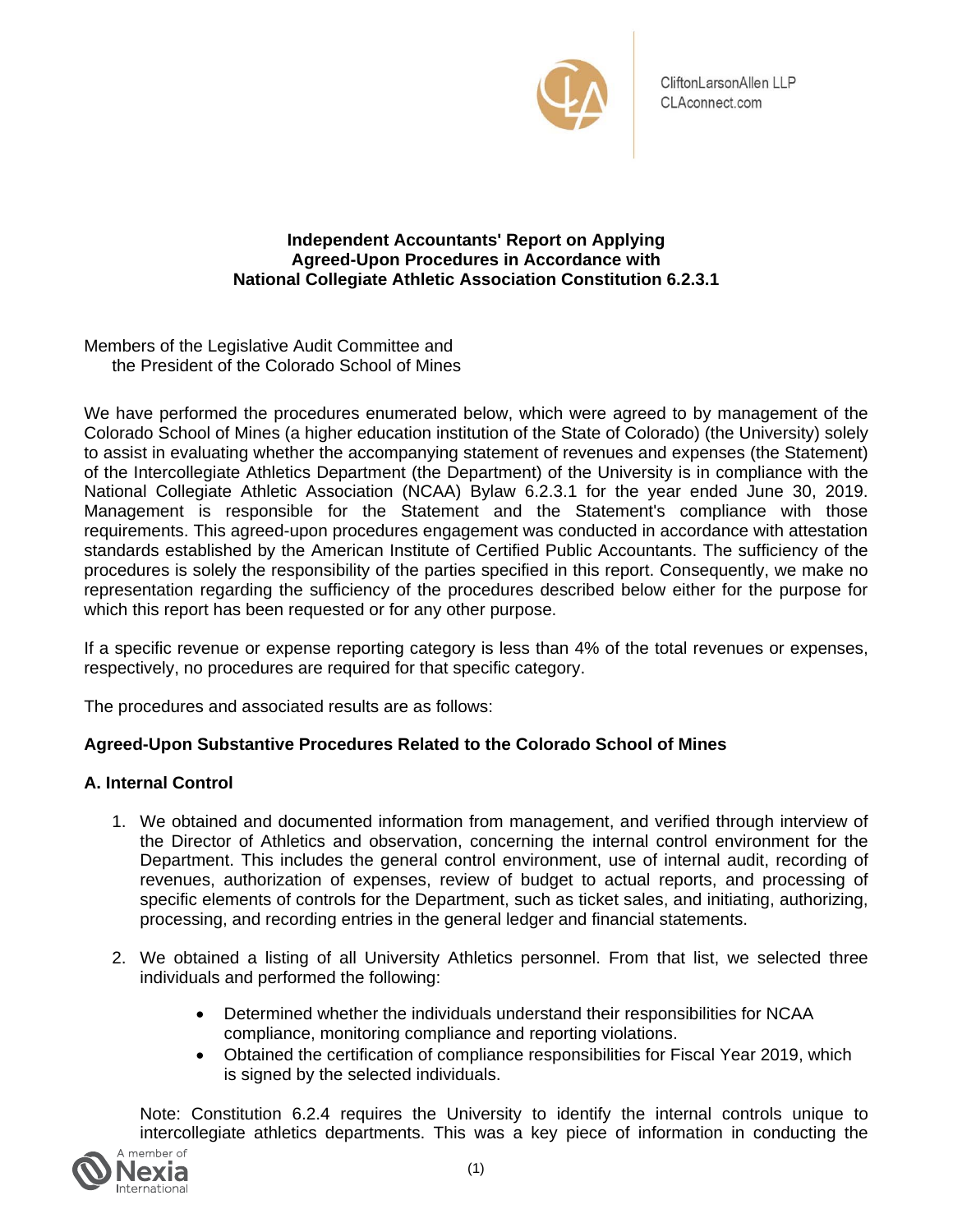CliftonLarsonAllen LLP
CLAconnect.com

**Independent Accountants' Report on Applying Agreed-Upon Procedures in Accordance with National Collegiate Athletic Association Constitution 6.2.3.1**

Members of the Legislative Audit Committee and
the President of the Colorado School of Mines

We have performed the procedures enumerated below, which were agreed to by management of the Colorado School of Mines (a higher education institution of the State of Colorado) (the University) solely to assist in evaluating whether the accompanying statement of revenues and expenses (the Statement) of the Intercollegiate Athletics Department (the Department) of the University is in compliance with the National Collegiate Athletic Association (NCAA) Bylaw 6.2.3.1 for the year ended June 30, 2019. Management is responsible for the Statement and the Statement's compliance with those requirements. This agreed-upon procedures engagement was conducted in accordance with attestation standards established by the American Institute of Certified Public Accountants. The sufficiency of the procedures is solely the responsibility of the parties specified in this report. Consequently, we make no representation regarding the sufficiency of the procedures described below either for the purpose for which this report has been requested or for any other purpose.

If a specific revenue or expense reporting category is less than 4% of the total revenues or expenses, respectively, no procedures are required for that specific category.

The procedures and associated results are as follows:

**Agreed-Upon Substantive Procedures Related to the Colorado School of Mines**

**A. Internal Control**

1. We obtained and documented information from management, and verified through interview of the Director of Athletics and observation, concerning the internal control environment for the Department. This includes the general control environment, use of internal audit, recording of revenues, authorization of expenses, review of budget to actual reports, and processing of specific elements of controls for the Department, such as ticket sales, and initiating, authorizing, processing, and recording entries in the general ledger and financial statements.

2. We obtained a listing of all University Athletics personnel. From that list, we selected three individuals and performed the following:

   - Determined whether the individuals understand their responsibilities for NCAA compliance, monitoring compliance and reporting violations.
   - Obtained the certification of compliance responsibilities for Fiscal Year 2019, which is signed by the selected individuals.

   Note: Constitution 6.2.4 requires the University to identify the internal controls unique to intercollegiate athletics departments. This was a key piece of information in conducting the

A member of Nexia International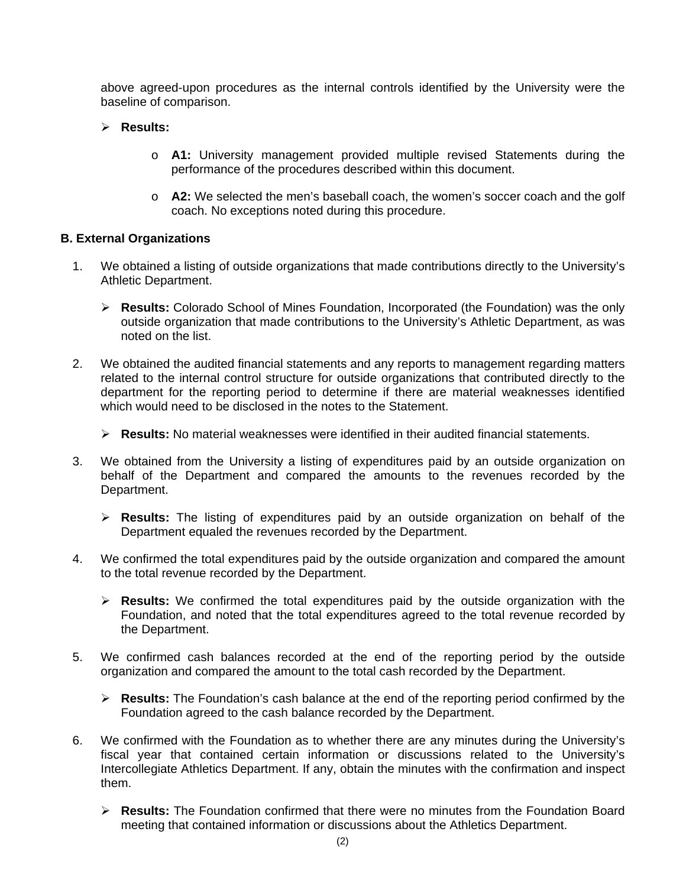above agreed-upon procedures as the internal controls identified by the University were the baseline of comparison.

- **Results:**

  - **A1:** University management provided multiple revised Statements during the performance of the procedures described within this document.

  - **A2:** We selected the men's baseball coach, the women's soccer coach and the golf coach. No exceptions noted during this procedure.

**B. External Organizations**

1. We obtained a listing of outside organizations that made contributions directly to the University's Athletic Department.

   - **Results:** Colorado School of Mines Foundation, Incorporated (the Foundation) was the only outside organization that made contributions to the University's Athletic Department, as was noted on the list.

2. We obtained the audited financial statements and any reports to management regarding matters related to the internal control structure for outside organizations that contributed directly to the department for the reporting period to determine if there are material weaknesses identified which would need to be disclosed in the notes to the Statement.

   - **Results:** No material weaknesses were identified in their audited financial statements.

3. We obtained from the University a listing of expenditures paid by an outside organization on behalf of the Department and compared the amounts to the revenues recorded by the Department.

   - **Results:** The listing of expenditures paid by an outside organization on behalf of the Department equaled the revenues recorded by the Department.

4. We confirmed the total expenditures paid by the outside organization and compared the amount to the total revenue recorded by the Department.

   - **Results:** We confirmed the total expenditures paid by the outside organization with the Foundation, and noted that the total expenditures agreed to the total revenue recorded by the Department.

5. We confirmed cash balances recorded at the end of the reporting period by the outside organization and compared the amount to the total cash recorded by the Department.

   - **Results:** The Foundation's cash balance at the end of the reporting period confirmed by the Foundation agreed to the cash balance recorded by the Department.

6. We confirmed with the Foundation as to whether there are any minutes during the University's fiscal year that contained certain information or discussions related to the University's Intercollegiate Athletics Department. If any, obtain the minutes with the confirmation and inspect them.

   - **Results:** The Foundation confirmed that there were no minutes from the Foundation Board meeting that contained information or discussions about the Athletics Department.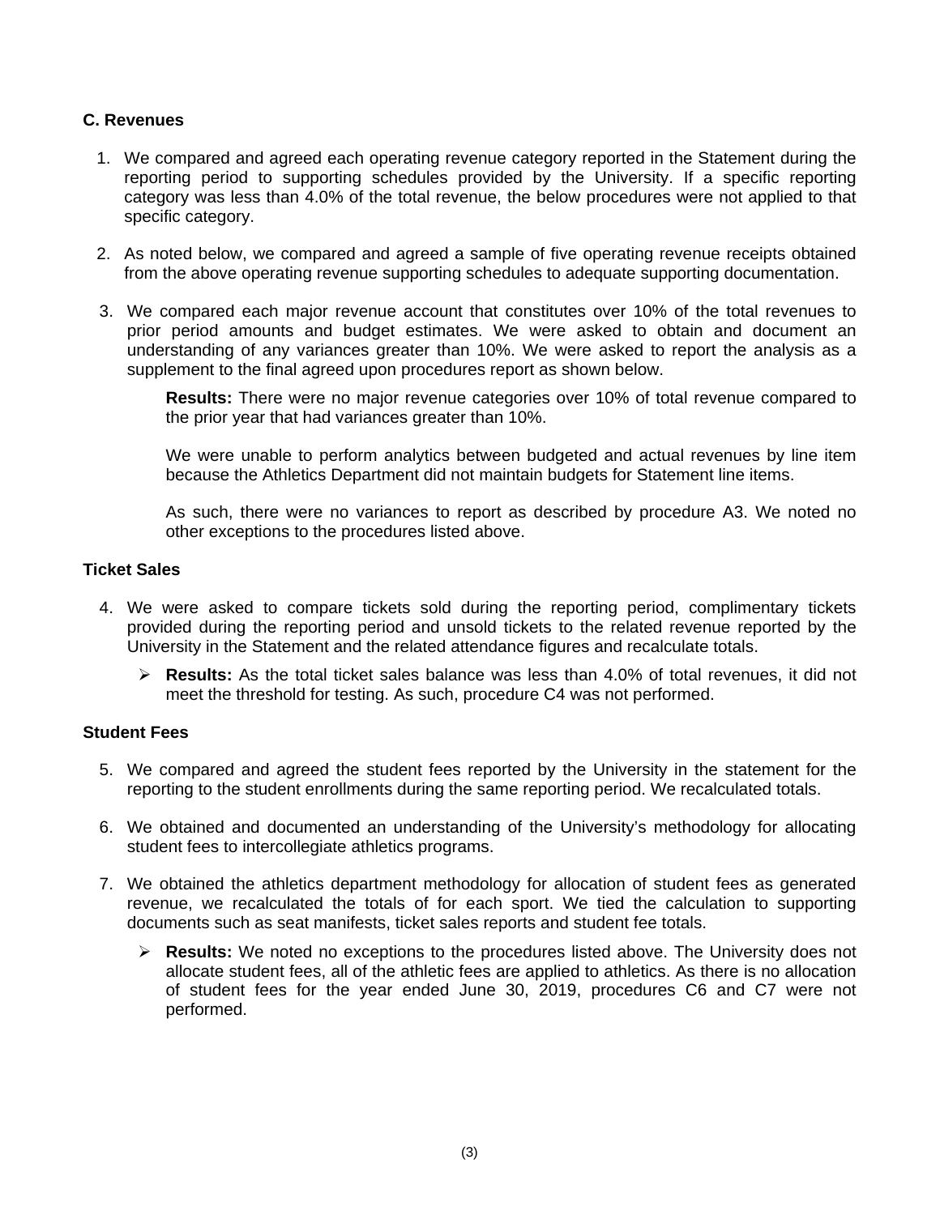**C. Revenues**

1. We compared and agreed each operating revenue category reported in the Statement during the reporting period to supporting schedules provided by the University. If a specific reporting category was less than 4.0% of the total revenue, the below procedures were not applied to that specific category.

2. As noted below, we compared and agreed a sample of five operating revenue receipts obtained from the above operating revenue supporting schedules to adequate supporting documentation.

3. We compared each major revenue account that constitutes over 10% of the total revenues to prior period amounts and budget estimates. We were asked to obtain and document an understanding of any variances greater than 10%. We were asked to report the analysis as a supplement to the final agreed upon procedures report as shown below.

   **Results:** There were no major revenue categories over 10% of total revenue compared to the prior year that had variances greater than 10%.

   We were unable to perform analytics between budgeted and actual revenues by line item because the Athletics Department did not maintain budgets for Statement line items.

   As such, there were no variances to report as described by procedure A3. We noted no other exceptions to the procedures listed above.

**Ticket Sales**

4. We were asked to compare tickets sold during the reporting period, complimentary tickets provided during the reporting period and unsold tickets to the related revenue reported by the University in the Statement and the related attendance figures and recalculate totals.

   - **Results:** As the total ticket sales balance was less than 4.0% of total revenues, it did not meet the threshold for testing. As such, procedure C4 was not performed.

**Student Fees**

5. We compared and agreed the student fees reported by the University in the statement for the reporting to the student enrollments during the same reporting period. We recalculated totals.

6. We obtained and documented an understanding of the University's methodology for allocating student fees to intercollegiate athletics programs.

7. We obtained the athletics department methodology for allocation of student fees as generated revenue, we recalculated the totals of for each sport. We tied the calculation to supporting documents such as seat manifests, ticket sales reports and student fee totals.

   - **Results:** We noted no exceptions to the procedures listed above. The University does not allocate student fees, all of the athletic fees are applied to athletics. As there is no allocation of student fees for the year ended June 30, 2019, procedures C6 and C7 were not performed.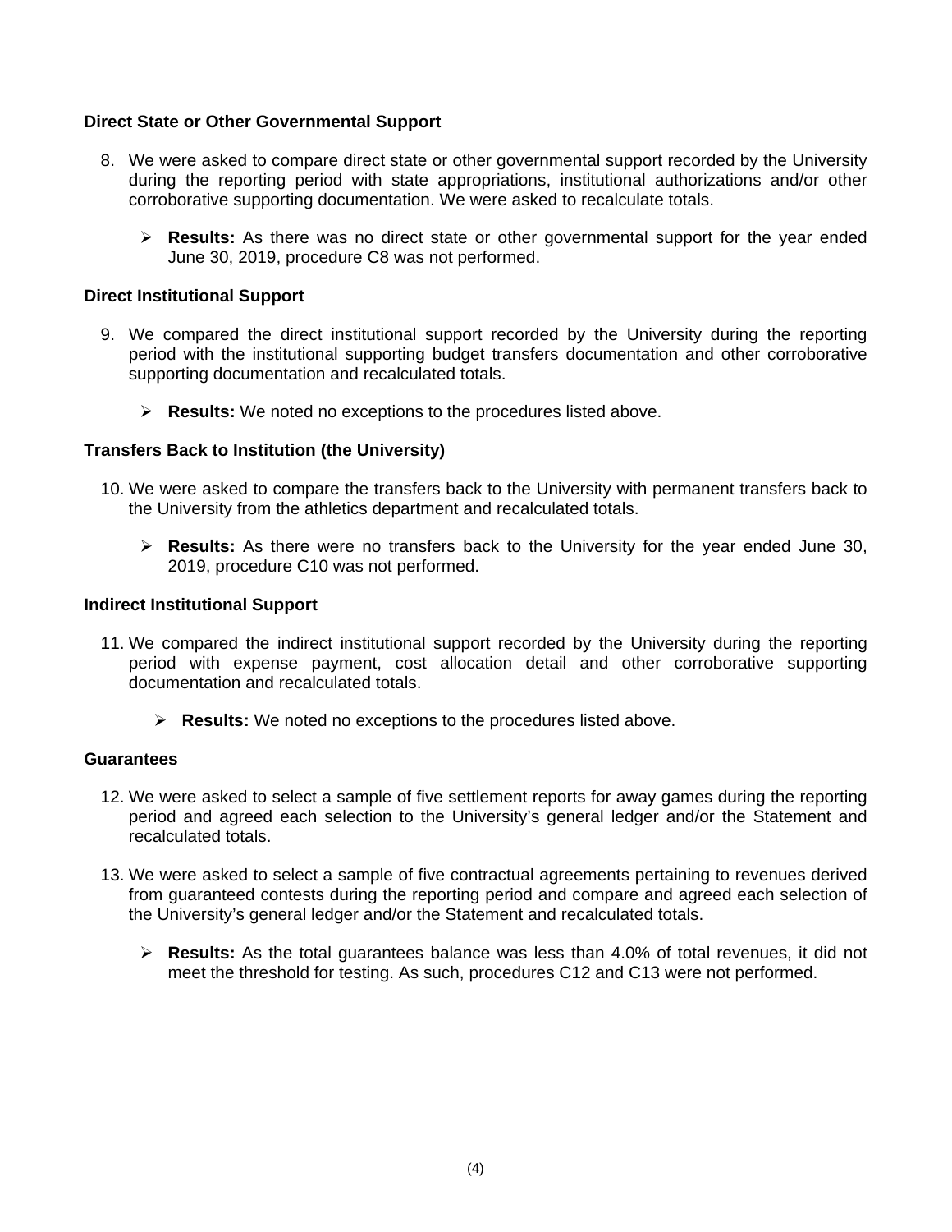**Direct State or Other Governmental Support**

8. We were asked to compare direct state or other governmental support recorded by the University during the reporting period with state appropriations, institutional authorizations and/or other corroborative supporting documentation. We were asked to recalculate totals.

   - **Results:** As there was no direct state or other governmental support for the year ended June 30, 2019, procedure C8 was not performed.

**Direct Institutional Support**

9. We compared the direct institutional support recorded by the University during the reporting period with the institutional supporting budget transfers documentation and other corroborative supporting documentation and recalculated totals.

   - **Results:** We noted no exceptions to the procedures listed above.

**Transfers Back to Institution (the University)**

10. We were asked to compare the transfers back to the University with permanent transfers back to the University from the athletics department and recalculated totals.

    - **Results:** As there were no transfers back to the University for the year ended June 30, 2019, procedure C10 was not performed.

**Indirect Institutional Support**

11. We compared the indirect institutional support recorded by the University during the reporting period with expense payment, cost allocation detail and other corroborative supporting documentation and recalculated totals.

    - **Results:** We noted no exceptions to the procedures listed above.

**Guarantees**

12. We were asked to select a sample of five settlement reports for away games during the reporting period and agreed each selection to the University's general ledger and/or the Statement and recalculated totals.

13. We were asked to select a sample of five contractual agreements pertaining to revenues derived from guaranteed contests during the reporting period and compare and agreed each selection of the University's general ledger and/or the Statement and recalculated totals.

    - **Results:** As the total guarantees balance was less than 4.0% of total revenues, it did not meet the threshold for testing. As such, procedures C12 and C13 were not performed.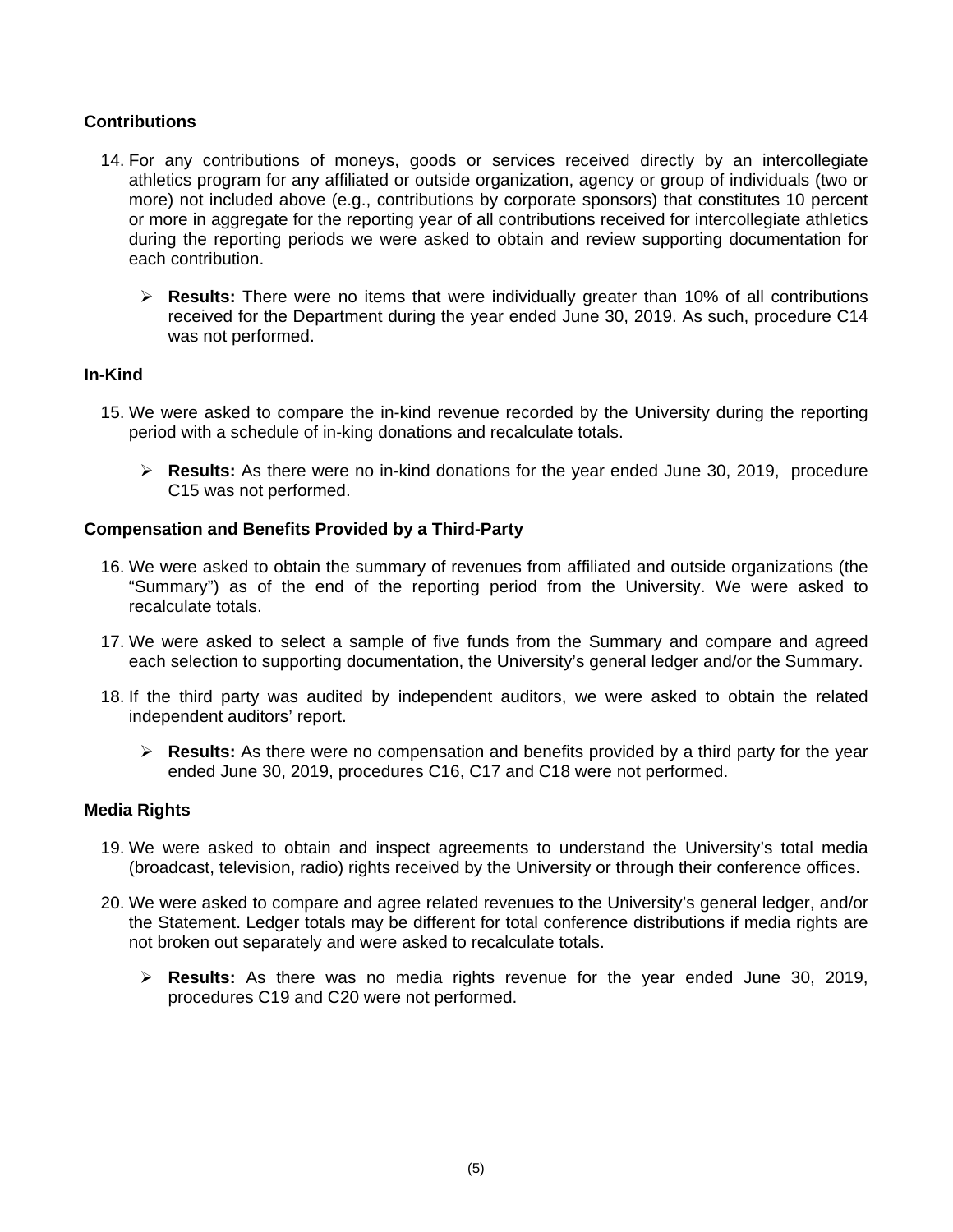### Contributions

14. For any contributions of moneys, goods or services received directly by an intercollegiate athletics program for any affiliated or outside organization, agency or group of individuals (two or more) not included above (e.g., contributions by corporate sponsors) that constitutes 10 percent or more in aggregate for the reporting year of all contributions received for intercollegiate athletics during the reporting periods we were asked to obtain and review supporting documentation for each contribution.

    - **Results:** There were no items that were individually greater than 10% of all contributions received for the Department during the year ended June 30, 2019. As such, procedure C14 was not performed.

### In-Kind

15. We were asked to compare the in-kind revenue recorded by the University during the reporting period with a schedule of in-king donations and recalculate totals.

    - **Results:** As there were no in-kind donations for the year ended June 30, 2019, procedure C15 was not performed.

### Compensation and Benefits Provided by a Third-Party

16. We were asked to obtain the summary of revenues from affiliated and outside organizations (the "Summary") as of the end of the reporting period from the University. We were asked to recalculate totals.

17. We were asked to select a sample of five funds from the Summary and compare and agreed each selection to supporting documentation, the University's general ledger and/or the Summary.

18. If the third party was audited by independent auditors, we were asked to obtain the related independent auditors' report.

    - **Results:** As there were no compensation and benefits provided by a third party for the year ended June 30, 2019, procedures C16, C17 and C18 were not performed.

### Media Rights

19. We were asked to obtain and inspect agreements to understand the University's total media (broadcast, television, radio) rights received by the University or through their conference offices.

20. We were asked to compare and agree related revenues to the University's general ledger, and/or the Statement. Ledger totals may be different for total conference distributions if media rights are not broken out separately and were asked to recalculate totals.

    - **Results:** As there was no media rights revenue for the year ended June 30, 2019, procedures C19 and C20 were not performed.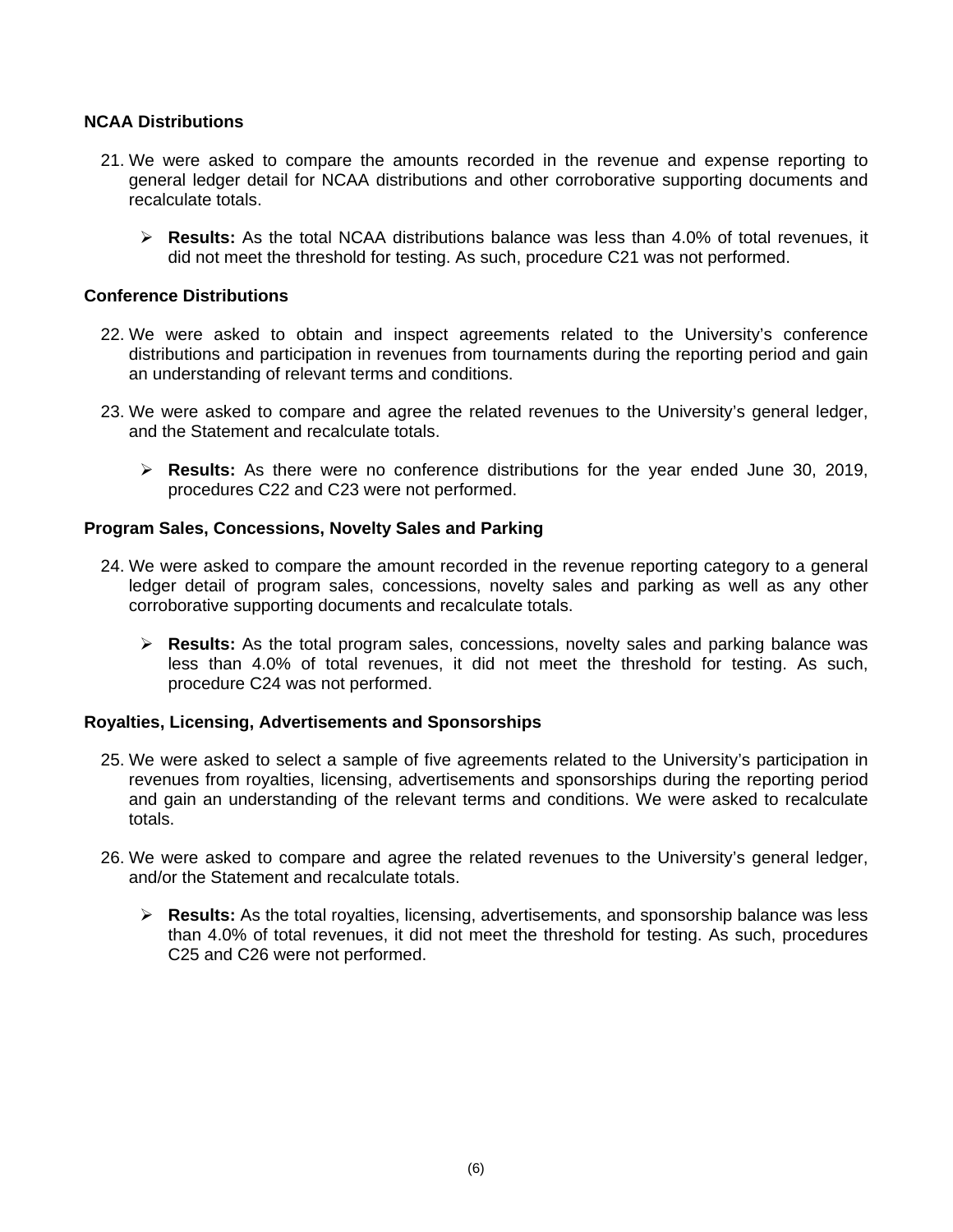**NCAA Distributions**

21. We were asked to compare the amounts recorded in the revenue and expense reporting to general ledger detail for NCAA distributions and other corroborative supporting documents and recalculate totals.

    - **Results:** As the total NCAA distributions balance was less than 4.0% of total revenues, it did not meet the threshold for testing. As such, procedure C21 was not performed.

**Conference Distributions**

22. We were asked to obtain and inspect agreements related to the University's conference distributions and participation in revenues from tournaments during the reporting period and gain an understanding of relevant terms and conditions.

23. We were asked to compare and agree the related revenues to the University's general ledger, and the Statement and recalculate totals.

    - **Results:** As there were no conference distributions for the year ended June 30, 2019, procedures C22 and C23 were not performed.

**Program Sales, Concessions, Novelty Sales and Parking**

24. We were asked to compare the amount recorded in the revenue reporting category to a general ledger detail of program sales, concessions, novelty sales and parking as well as any other corroborative supporting documents and recalculate totals.

    - **Results:** As the total program sales, concessions, novelty sales and parking balance was less than 4.0% of total revenues, it did not meet the threshold for testing. As such, procedure C24 was not performed.

**Royalties, Licensing, Advertisements and Sponsorships**

25. We were asked to select a sample of five agreements related to the University's participation in revenues from royalties, licensing, advertisements and sponsorships during the reporting period and gain an understanding of the relevant terms and conditions. We were asked to recalculate totals.

26. We were asked to compare and agree the related revenues to the University's general ledger, and/or the Statement and recalculate totals.

    - **Results:** As the total royalties, licensing, advertisements, and sponsorship balance was less than 4.0% of total revenues, it did not meet the threshold for testing. As such, procedures C25 and C26 were not performed.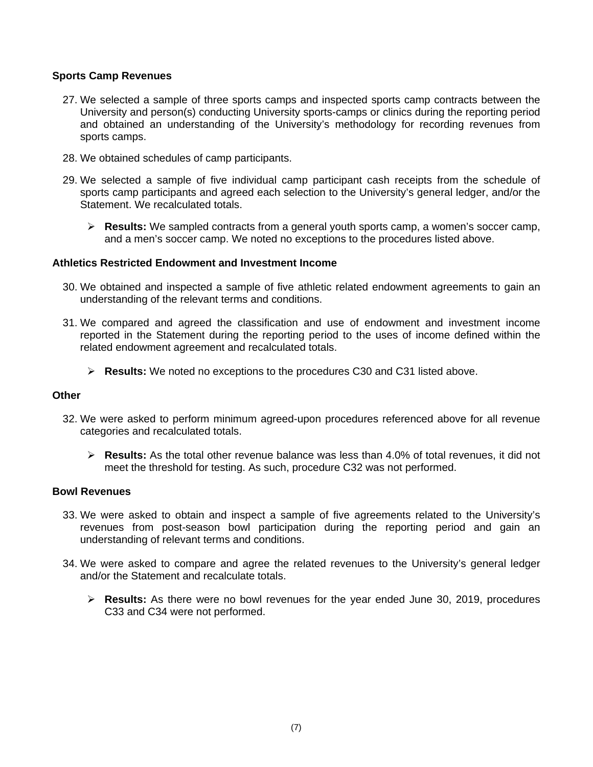**Sports Camp Revenues**

27. We selected a sample of three sports camps and inspected sports camp contracts between the University and person(s) conducting University sports-camps or clinics during the reporting period and obtained an understanding of the University's methodology for recording revenues from sports camps.

28. We obtained schedules of camp participants.

29. We selected a sample of five individual camp participant cash receipts from the schedule of sports camp participants and agreed each selection to the University's general ledger, and/or the Statement. We recalculated totals.

    - **Results:** We sampled contracts from a general youth sports camp, a women's soccer camp, and a men's soccer camp. We noted no exceptions to the procedures listed above.

**Athletics Restricted Endowment and Investment Income**

30. We obtained and inspected a sample of five athletic related endowment agreements to gain an understanding of the relevant terms and conditions.

31. We compared and agreed the classification and use of endowment and investment income reported in the Statement during the reporting period to the uses of income defined within the related endowment agreement and recalculated totals.

    - **Results:** We noted no exceptions to the procedures C30 and C31 listed above.

**Other**

32. We were asked to perform minimum agreed-upon procedures referenced above for all revenue categories and recalculated totals.

    - **Results:** As the total other revenue balance was less than 4.0% of total revenues, it did not meet the threshold for testing. As such, procedure C32 was not performed.

**Bowl Revenues**

33. We were asked to obtain and inspect a sample of five agreements related to the University's revenues from post-season bowl participation during the reporting period and gain an understanding of relevant terms and conditions.

34. We were asked to compare and agree the related revenues to the University's general ledger and/or the Statement and recalculate totals.

    - **Results:** As there were no bowl revenues for the year ended June 30, 2019, procedures C33 and C34 were not performed.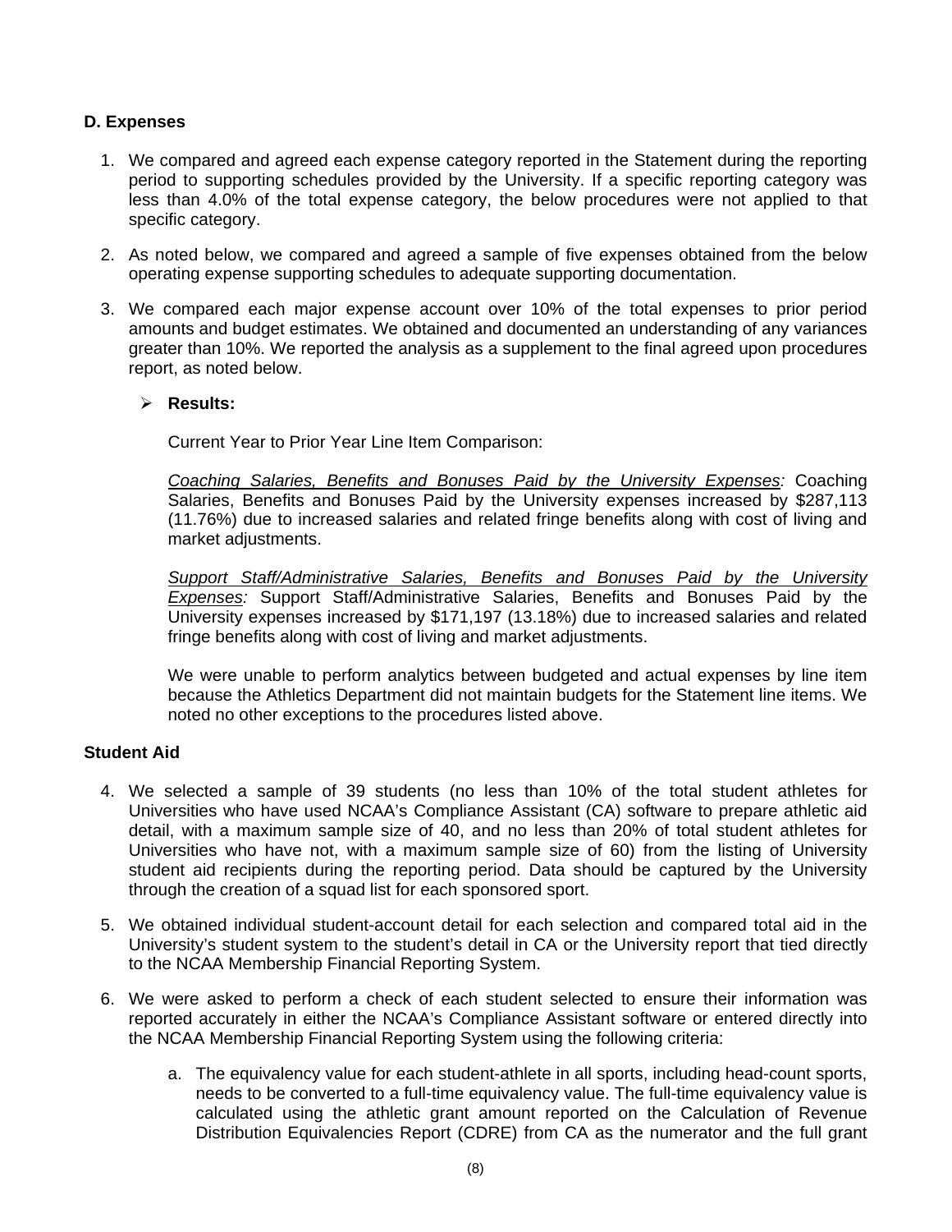**D. Expenses**

1. We compared and agreed each expense category reported in the Statement during the reporting period to supporting schedules provided by the University. If a specific reporting category was less than 4.0% of the total expense category, the below procedures were not applied to that specific category.

2. As noted below, we compared and agreed a sample of five expenses obtained from the below operating expense supporting schedules to adequate supporting documentation.

3. We compared each major expense account over 10% of the total expenses to prior period amounts and budget estimates. We obtained and documented an understanding of any variances greater than 10%. We reported the analysis as a supplement to the final agreed upon procedures report, as noted below.

   - **Results:**

     Current Year to Prior Year Line Item Comparison:

     _Coaching Salaries, Benefits and Bonuses Paid by the University Expenses:_ Coaching Salaries, Benefits and Bonuses Paid by the University expenses increased by $287,113 (11.76%) due to increased salaries and related fringe benefits along with cost of living and market adjustments.

     _Support Staff/Administrative Salaries, Benefits and Bonuses Paid by the University Expenses:_ Support Staff/Administrative Salaries, Benefits and Bonuses Paid by the University expenses increased by $171,197 (13.18%) due to increased salaries and related fringe benefits along with cost of living and market adjustments.

     We were unable to perform analytics between budgeted and actual expenses by line item because the Athletics Department did not maintain budgets for the Statement line items. We noted no other exceptions to the procedures listed above.

**Student Aid**

4. We selected a sample of 39 students (no less than 10% of the total student athletes for Universities who have used NCAA's Compliance Assistant (CA) software to prepare athletic aid detail, with a maximum sample size of 40, and no less than 20% of total student athletes for Universities who have not, with a maximum sample size of 60) from the listing of University student aid recipients during the reporting period. Data should be captured by the University through the creation of a squad list for each sponsored sport.

5. We obtained individual student-account detail for each selection and compared total aid in the University's student system to the student's detail in CA or the University report that tied directly to the NCAA Membership Financial Reporting System.

6. We were asked to perform a check of each student selected to ensure their information was reported accurately in either the NCAA's Compliance Assistant software or entered directly into the NCAA Membership Financial Reporting System using the following criteria:

   a. The equivalency value for each student-athlete in all sports, including head-count sports, needs to be converted to a full-time equivalency value. The full-time equivalency value is calculated using the athletic grant amount reported on the Calculation of Revenue Distribution Equivalencies Report (CDRE) from CA as the numerator and the full grant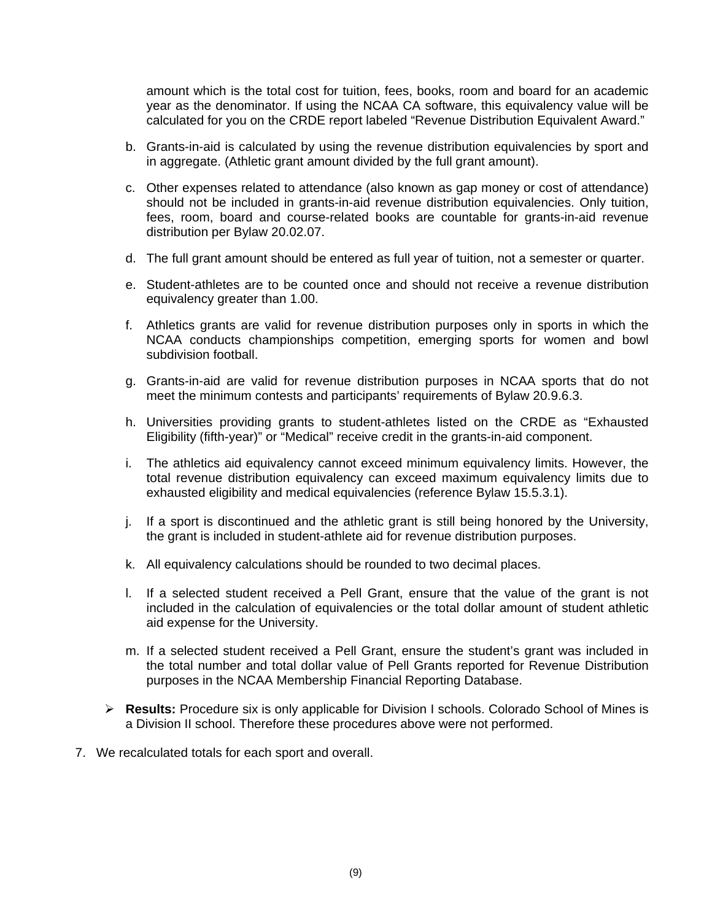amount which is the total cost for tuition, fees, books, room and board for an academic year as the denominator. If using the NCAA CA software, this equivalency value will be calculated for you on the CRDE report labeled "Revenue Distribution Equivalent Award."

b. Grants-in-aid is calculated by using the revenue distribution equivalencies by sport and in aggregate. (Athletic grant amount divided by the full grant amount).

c. Other expenses related to attendance (also known as gap money or cost of attendance) should not be included in grants-in-aid revenue distribution equivalencies. Only tuition, fees, room, board and course-related books are countable for grants-in-aid revenue distribution per Bylaw 20.02.07.

d. The full grant amount should be entered as full year of tuition, not a semester or quarter.

e. Student-athletes are to be counted once and should not receive a revenue distribution equivalency greater than 1.00.

f. Athletics grants are valid for revenue distribution purposes only in sports in which the NCAA conducts championships competition, emerging sports for women and bowl subdivision football.

g. Grants-in-aid are valid for revenue distribution purposes in NCAA sports that do not meet the minimum contests and participants' requirements of Bylaw 20.9.6.3.

h. Universities providing grants to student-athletes listed on the CRDE as "Exhausted Eligibility (fifth-year)" or "Medical" receive credit in the grants-in-aid component.

i. The athletics aid equivalency cannot exceed minimum equivalency limits. However, the total revenue distribution equivalency can exceed maximum equivalency limits due to exhausted eligibility and medical equivalencies (reference Bylaw 15.5.3.1).

j. If a sport is discontinued and the athletic grant is still being honored by the University, the grant is included in student-athlete aid for revenue distribution purposes.

k. All equivalency calculations should be rounded to two decimal places.

l. If a selected student received a Pell Grant, ensure that the value of the grant is not included in the calculation of equivalencies or the total dollar amount of student athletic aid expense for the University.

m. If a selected student received a Pell Grant, ensure the student's grant was included in the total number and total dollar value of Pell Grants reported for Revenue Distribution purposes in the NCAA Membership Financial Reporting Database.

- **Results:** Procedure six is only applicable for Division I schools. Colorado School of Mines is a Division II school. Therefore these procedures above were not performed.

7. We recalculated totals for each sport and overall.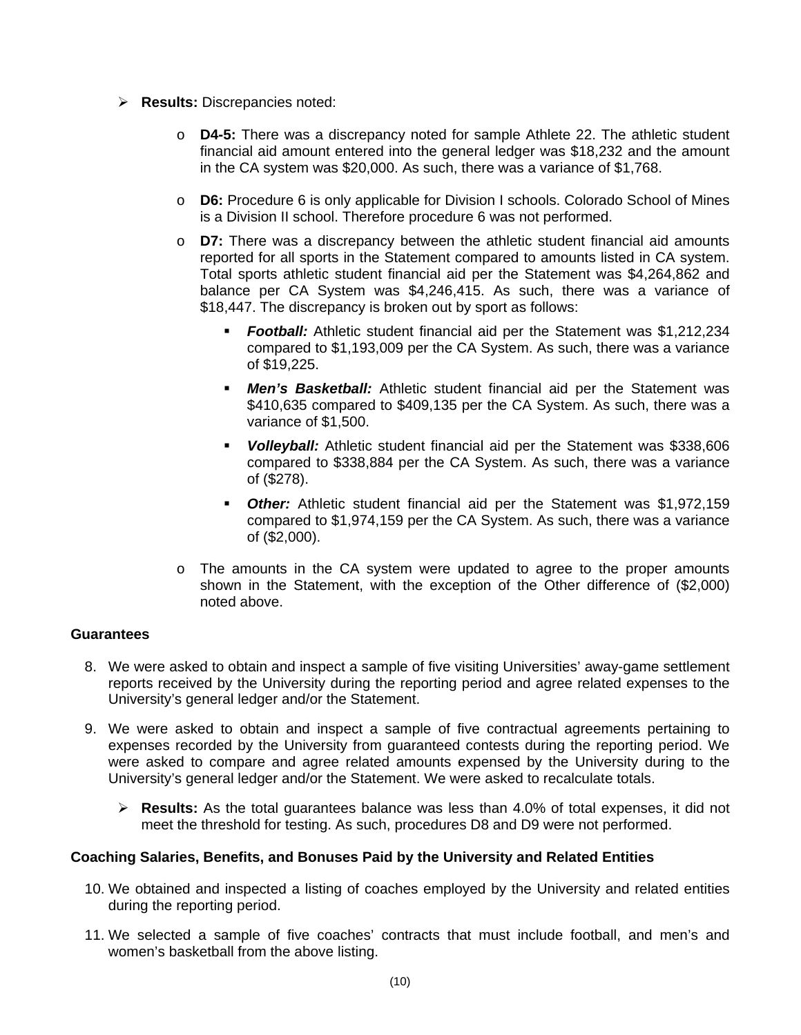- **Results:** Discrepancies noted:

    - **D4-5:** There was a discrepancy noted for sample Athlete 22. The athletic student financial aid amount entered into the general ledger was $18,232 and the amount in the CA system was $20,000. As such, there was a variance of $1,768.

    - **D6:** Procedure 6 is only applicable for Division I schools. Colorado School of Mines is a Division II school. Therefore procedure 6 was not performed.

    - **D7:** There was a discrepancy between the athletic student financial aid amounts reported for all sports in the Statement compared to amounts listed in CA system. Total sports athletic student financial aid per the Statement was $4,264,862 and balance per CA System was $4,246,415. As such, there was a variance of $18,447. The discrepancy is broken out by sport as follows:

        - ***Football:*** Athletic student financial aid per the Statement was $1,212,234 compared to $1,193,009 per the CA System. As such, there was a variance of $19,225.

        - ***Men's Basketball:*** Athletic student financial aid per the Statement was $410,635 compared to $409,135 per the CA System. As such, there was a variance of $1,500.

        - ***Volleyball:*** Athletic student financial aid per the Statement was $338,606 compared to $338,884 per the CA System. As such, there was a variance of ($278).

        - ***Other:*** Athletic student financial aid per the Statement was $1,972,159 compared to $1,974,159 per the CA System. As such, there was a variance of ($2,000).

    - The amounts in the CA system were updated to agree to the proper amounts shown in the Statement, with the exception of the Other difference of ($2,000) noted above.

**Guarantees**

8. We were asked to obtain and inspect a sample of five visiting Universities' away-game settlement reports received by the University during the reporting period and agree related expenses to the University's general ledger and/or the Statement.

9. We were asked to obtain and inspect a sample of five contractual agreements pertaining to expenses recorded by the University from guaranteed contests during the reporting period. We were asked to compare and agree related amounts expensed by the University during to the University's general ledger and/or the Statement. We were asked to recalculate totals.

    - **Results:** As the total guarantees balance was less than 4.0% of total expenses, it did not meet the threshold for testing. As such, procedures D8 and D9 were not performed.

**Coaching Salaries, Benefits, and Bonuses Paid by the University and Related Entities**

10. We obtained and inspected a listing of coaches employed by the University and related entities during the reporting period.

11. We selected a sample of five coaches' contracts that must include football, and men's and women's basketball from the above listing.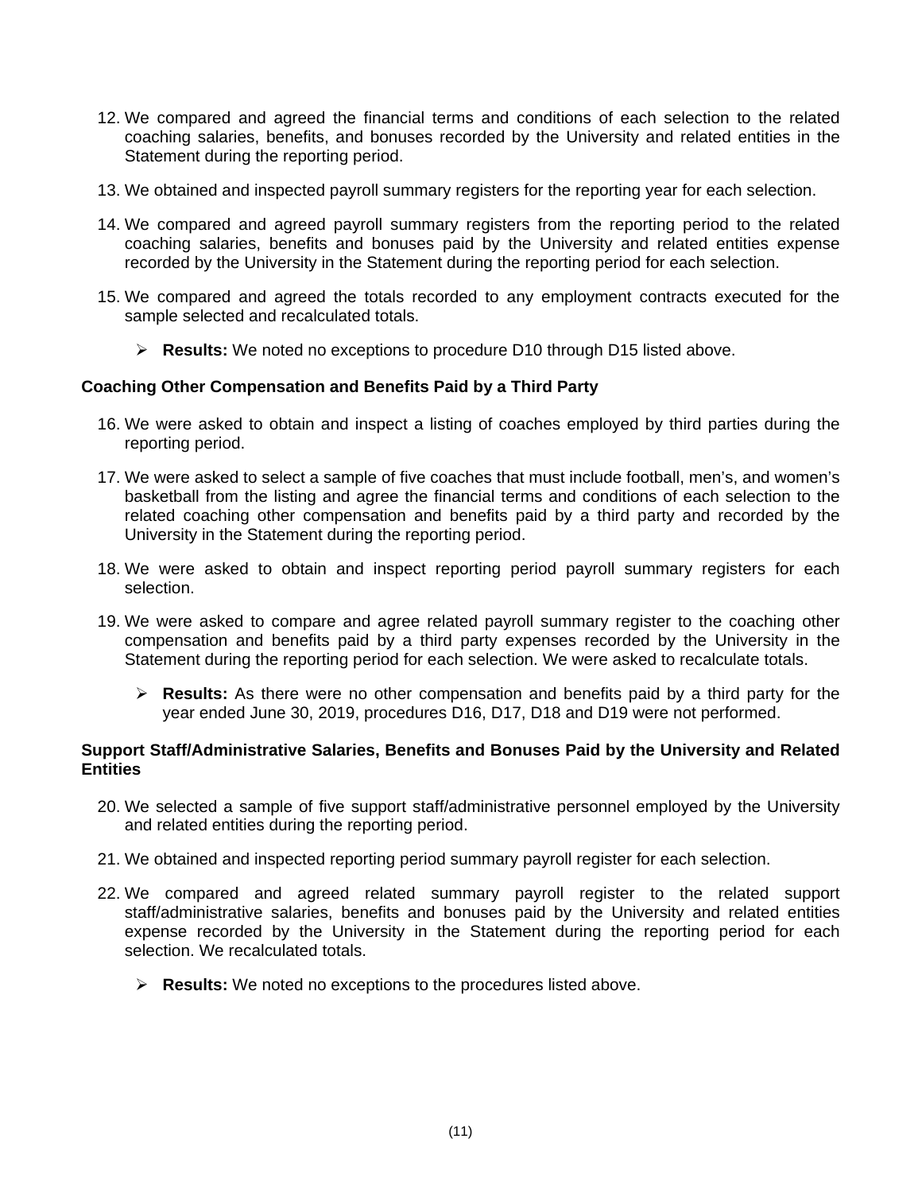12. We compared and agreed the financial terms and conditions of each selection to the related coaching salaries, benefits, and bonuses recorded by the University and related entities in the Statement during the reporting period.

13. We obtained and inspected payroll summary registers for the reporting year for each selection.

14. We compared and agreed payroll summary registers from the reporting period to the related coaching salaries, benefits and bonuses paid by the University and related entities expense recorded by the University in the Statement during the reporting period for each selection.

15. We compared and agreed the totals recorded to any employment contracts executed for the sample selected and recalculated totals.

    - **Results:** We noted no exceptions to procedure D10 through D15 listed above.

**Coaching Other Compensation and Benefits Paid by a Third Party**

16. We were asked to obtain and inspect a listing of coaches employed by third parties during the reporting period.

17. We were asked to select a sample of five coaches that must include football, men's, and women's basketball from the listing and agree the financial terms and conditions of each selection to the related coaching other compensation and benefits paid by a third party and recorded by the University in the Statement during the reporting period.

18. We were asked to obtain and inspect reporting period payroll summary registers for each selection.

19. We were asked to compare and agree related payroll summary register to the coaching other compensation and benefits paid by a third party expenses recorded by the University in the Statement during the reporting period for each selection. We were asked to recalculate totals.

    - **Results:** As there were no other compensation and benefits paid by a third party for the year ended June 30, 2019, procedures D16, D17, D18 and D19 were not performed.

**Support Staff/Administrative Salaries, Benefits and Bonuses Paid by the University and Related Entities**

20. We selected a sample of five support staff/administrative personnel employed by the University and related entities during the reporting period.

21. We obtained and inspected reporting period summary payroll register for each selection.

22. We compared and agreed related summary payroll register to the related support staff/administrative salaries, benefits and bonuses paid by the University and related entities expense recorded by the University in the Statement during the reporting period for each selection. We recalculated totals.

    - **Results:** We noted no exceptions to the procedures listed above.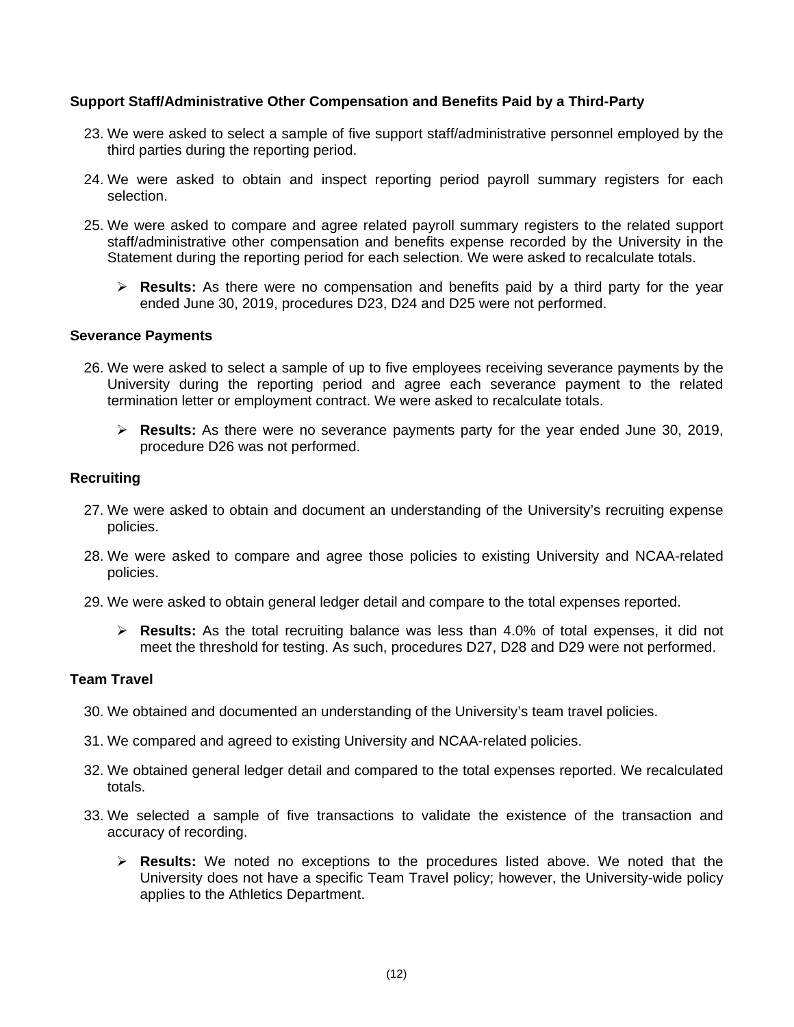**Support Staff/Administrative Other Compensation and Benefits Paid by a Third-Party**

23. We were asked to select a sample of five support staff/administrative personnel employed by the third parties during the reporting period.

24. We were asked to obtain and inspect reporting period payroll summary registers for each selection.

25. We were asked to compare and agree related payroll summary registers to the related support staff/administrative other compensation and benefits expense recorded by the University in the Statement during the reporting period for each selection. We were asked to recalculate totals.

    - **Results:** As there were no compensation and benefits paid by a third party for the year ended June 30, 2019, procedures D23, D24 and D25 were not performed.

**Severance Payments**

26. We were asked to select a sample of up to five employees receiving severance payments by the University during the reporting period and agree each severance payment to the related termination letter or employment contract. We were asked to recalculate totals.

    - **Results:** As there were no severance payments party for the year ended June 30, 2019, procedure D26 was not performed.

**Recruiting**

27. We were asked to obtain and document an understanding of the University's recruiting expense policies.

28. We were asked to compare and agree those policies to existing University and NCAA-related policies.

29. We were asked to obtain general ledger detail and compare to the total expenses reported.

    - **Results:** As the total recruiting balance was less than 4.0% of total expenses, it did not meet the threshold for testing. As such, procedures D27, D28 and D29 were not performed.

**Team Travel**

30. We obtained and documented an understanding of the University's team travel policies.

31. We compared and agreed to existing University and NCAA-related policies.

32. We obtained general ledger detail and compared to the total expenses reported. We recalculated totals.

33. We selected a sample of five transactions to validate the existence of the transaction and accuracy of recording.

    - **Results:** We noted no exceptions to the procedures listed above. We noted that the University does not have a specific Team Travel policy; however, the University-wide policy applies to the Athletics Department.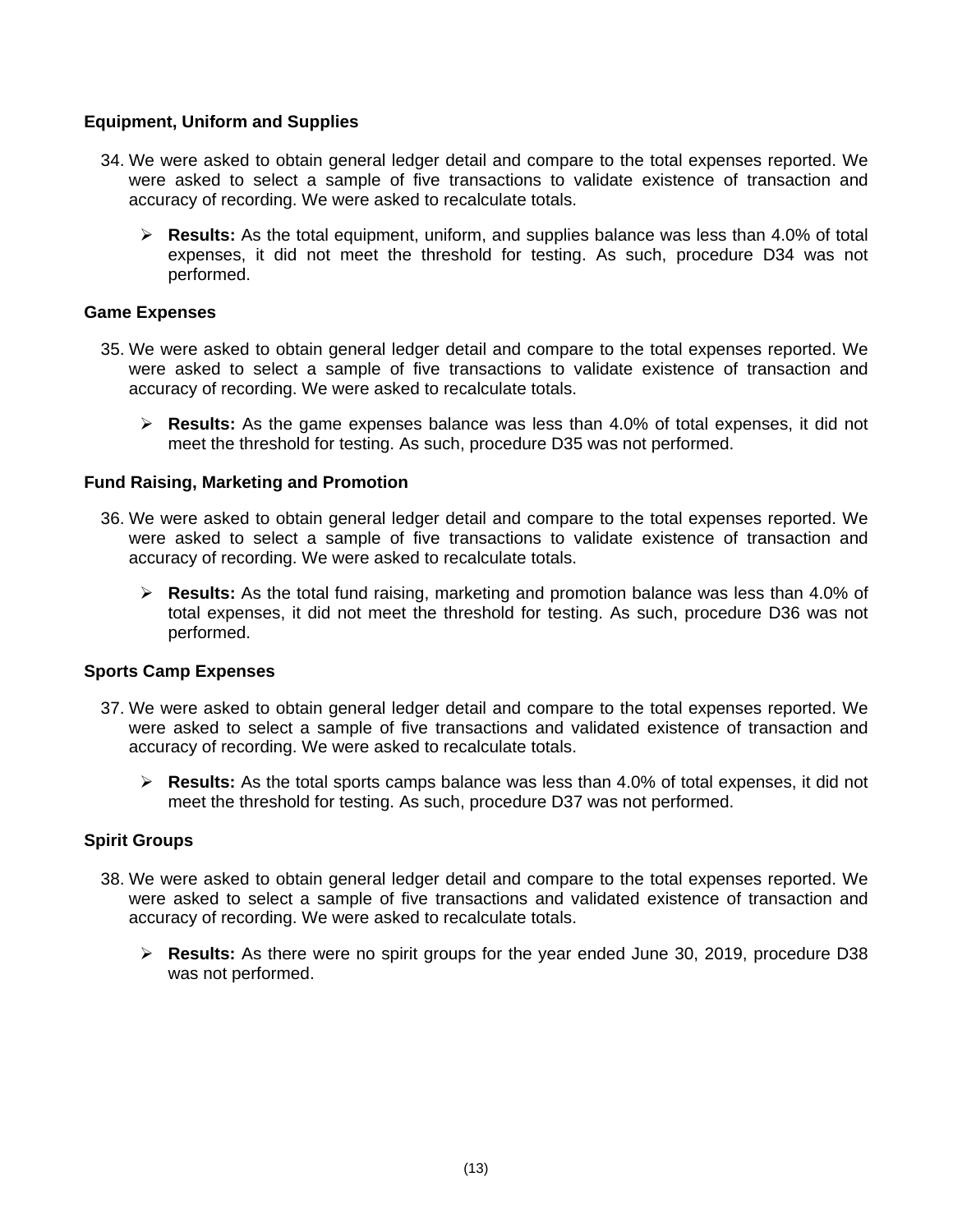**Equipment, Uniform and Supplies**

34. We were asked to obtain general ledger detail and compare to the total expenses reported. We were asked to select a sample of five transactions to validate existence of transaction and accuracy of recording. We were asked to recalculate totals.

    - **Results:** As the total equipment, uniform, and supplies balance was less than 4.0% of total expenses, it did not meet the threshold for testing. As such, procedure D34 was not performed.

**Game Expenses**

35. We were asked to obtain general ledger detail and compare to the total expenses reported. We were asked to select a sample of five transactions to validate existence of transaction and accuracy of recording. We were asked to recalculate totals.

    - **Results:** As the game expenses balance was less than 4.0% of total expenses, it did not meet the threshold for testing. As such, procedure D35 was not performed.

**Fund Raising, Marketing and Promotion**

36. We were asked to obtain general ledger detail and compare to the total expenses reported. We were asked to select a sample of five transactions to validate existence of transaction and accuracy of recording. We were asked to recalculate totals.

    - **Results:** As the total fund raising, marketing and promotion balance was less than 4.0% of total expenses, it did not meet the threshold for testing. As such, procedure D36 was not performed.

**Sports Camp Expenses**

37. We were asked to obtain general ledger detail and compare to the total expenses reported. We were asked to select a sample of five transactions and validated existence of transaction and accuracy of recording. We were asked to recalculate totals.

    - **Results:** As the total sports camps balance was less than 4.0% of total expenses, it did not meet the threshold for testing. As such, procedure D37 was not performed.

**Spirit Groups**

38. We were asked to obtain general ledger detail and compare to the total expenses reported. We were asked to select a sample of five transactions and validated existence of transaction and accuracy of recording. We were asked to recalculate totals.

    - **Results:** As there were no spirit groups for the year ended June 30, 2019, procedure D38 was not performed.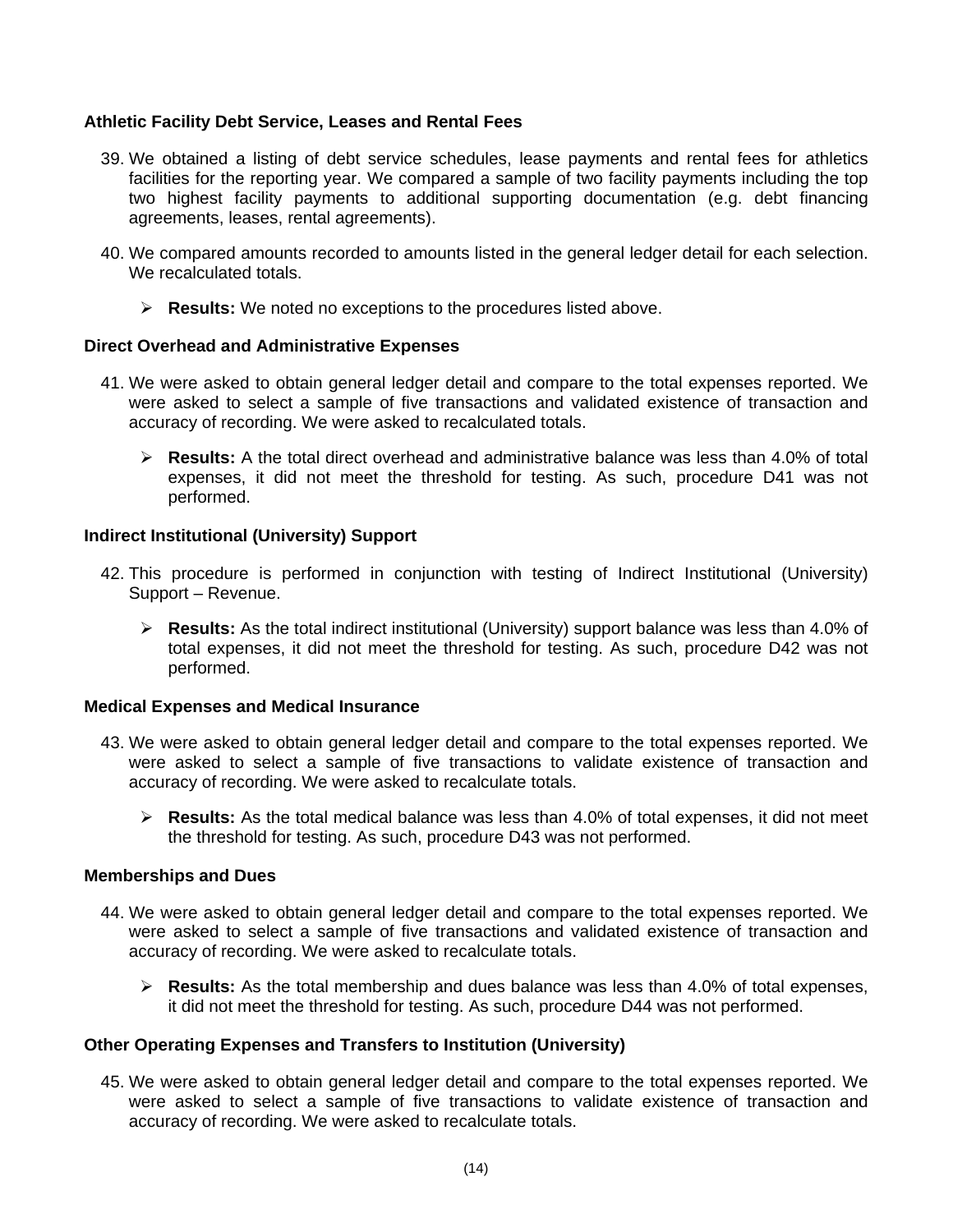**Athletic Facility Debt Service, Leases and Rental Fees**

39. We obtained a listing of debt service schedules, lease payments and rental fees for athletics facilities for the reporting year. We compared a sample of two facility payments including the top two highest facility payments to additional supporting documentation (e.g. debt financing agreements, leases, rental agreements).

40. We compared amounts recorded to amounts listed in the general ledger detail for each selection. We recalculated totals.

   - **Results:** We noted no exceptions to the procedures listed above.

**Direct Overhead and Administrative Expenses**

41. We were asked to obtain general ledger detail and compare to the total expenses reported. We were asked to select a sample of five transactions and validated existence of transaction and accuracy of recording. We were asked to recalculated totals.

   - **Results:** A the total direct overhead and administrative balance was less than 4.0% of total expenses, it did not meet the threshold for testing. As such, procedure D41 was not performed.

**Indirect Institutional (University) Support**

42. This procedure is performed in conjunction with testing of Indirect Institutional (University) Support – Revenue.

   - **Results:** As the total indirect institutional (University) support balance was less than 4.0% of total expenses, it did not meet the threshold for testing. As such, procedure D42 was not performed.

**Medical Expenses and Medical Insurance**

43. We were asked to obtain general ledger detail and compare to the total expenses reported. We were asked to select a sample of five transactions to validate existence of transaction and accuracy of recording. We were asked to recalculate totals.

   - **Results:** As the total medical balance was less than 4.0% of total expenses, it did not meet the threshold for testing. As such, procedure D43 was not performed.

**Memberships and Dues**

44. We were asked to obtain general ledger detail and compare to the total expenses reported. We were asked to select a sample of five transactions and validated existence of transaction and accuracy of recording. We were asked to recalculate totals.

   - **Results:** As the total membership and dues balance was less than 4.0% of total expenses, it did not meet the threshold for testing. As such, procedure D44 was not performed.

**Other Operating Expenses and Transfers to Institution (University)**

45. We were asked to obtain general ledger detail and compare to the total expenses reported. We were asked to select a sample of five transactions to validate existence of transaction and accuracy of recording. We were asked to recalculate totals.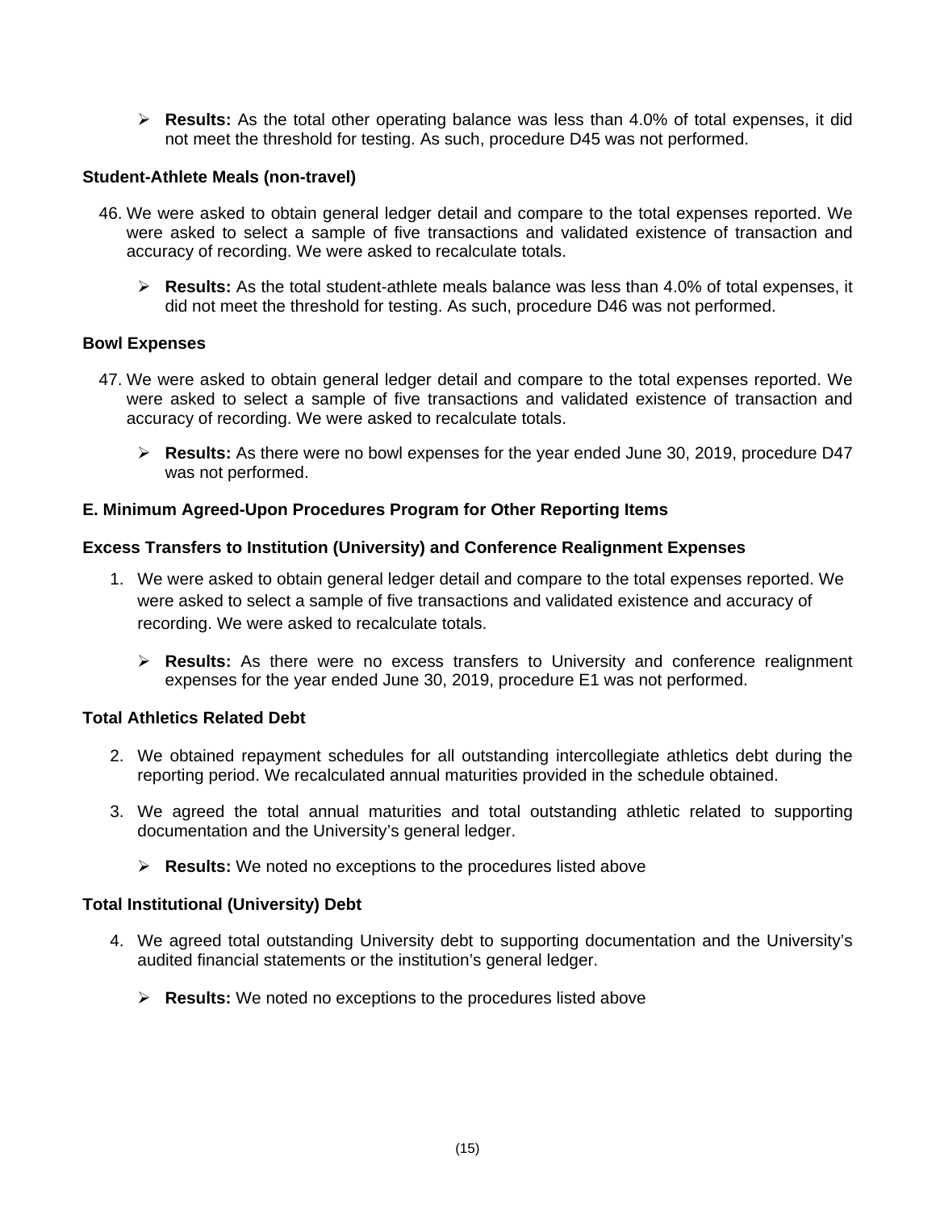- **Results:** As the total other operating balance was less than 4.0% of total expenses, it did not meet the threshold for testing. As such, procedure D45 was not performed.

**Student-Athlete Meals (non-travel)**

46. We were asked to obtain general ledger detail and compare to the total expenses reported. We were asked to select a sample of five transactions and validated existence of transaction and accuracy of recording. We were asked to recalculate totals.

    - **Results:** As the total student-athlete meals balance was less than 4.0% of total expenses, it did not meet the threshold for testing. As such, procedure D46 was not performed.

**Bowl Expenses**

47. We were asked to obtain general ledger detail and compare to the total expenses reported. We were asked to select a sample of five transactions and validated existence of transaction and accuracy of recording. We were asked to recalculate totals.

    - **Results:** As there were no bowl expenses for the year ended June 30, 2019, procedure D47 was not performed.

**E. Minimum Agreed-Upon Procedures Program for Other Reporting Items**

**Excess Transfers to Institution (University) and Conference Realignment Expenses**

1. We were asked to obtain general ledger detail and compare to the total expenses reported. We were asked to select a sample of five transactions and validated existence and accuracy of recording. We were asked to recalculate totals.

    - **Results:** As there were no excess transfers to University and conference realignment expenses for the year ended June 30, 2019, procedure E1 was not performed.

**Total Athletics Related Debt**

2. We obtained repayment schedules for all outstanding intercollegiate athletics debt during the reporting period. We recalculated annual maturities provided in the schedule obtained.

3. We agreed the total annual maturities and total outstanding athletic related to supporting documentation and the University's general ledger.

    - **Results:** We noted no exceptions to the procedures listed above

**Total Institutional (University) Debt**

4. We agreed total outstanding University debt to supporting documentation and the University's audited financial statements or the institution's general ledger.

    - **Results:** We noted no exceptions to the procedures listed above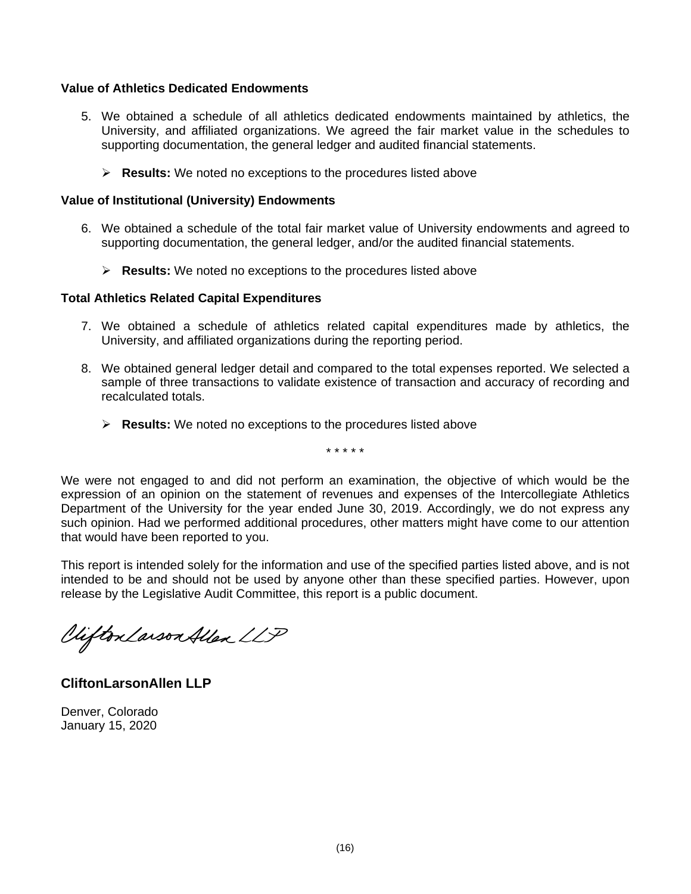**Value of Athletics Dedicated Endowments**

5. We obtained a schedule of all athletics dedicated endowments maintained by athletics, the University, and affiliated organizations. We agreed the fair market value in the schedules to supporting documentation, the general ledger and audited financial statements.

   - **Results:** We noted no exceptions to the procedures listed above

**Value of Institutional (University) Endowments**

6. We obtained a schedule of the total fair market value of University endowments and agreed to supporting documentation, the general ledger, and/or the audited financial statements.

   - **Results:** We noted no exceptions to the procedures listed above

**Total Athletics Related Capital Expenditures**

7. We obtained a schedule of athletics related capital expenditures made by athletics, the University, and affiliated organizations during the reporting period.

8. We obtained general ledger detail and compared to the total expenses reported. We selected a sample of three transactions to validate existence of transaction and accuracy of recording and recalculated totals.

   - **Results:** We noted no exceptions to the procedures listed above

\* \* \* \* \*

We were not engaged to and did not perform an examination, the objective of which would be the expression of an opinion on the statement of revenues and expenses of the Intercollegiate Athletics Department of the University for the year ended June 30, 2019. Accordingly, we do not express any such opinion. Had we performed additional procedures, other matters might have come to our attention that would have been reported to you.

This report is intended solely for the information and use of the specified parties listed above, and is not intended to be and should not be used by anyone other than these specified parties. However, upon release by the Legislative Audit Committee, this report is a public document.

*CliftonLarsonAllen LLP*

**CliftonLarsonAllen LLP**

Denver, Colorado
January 15, 2020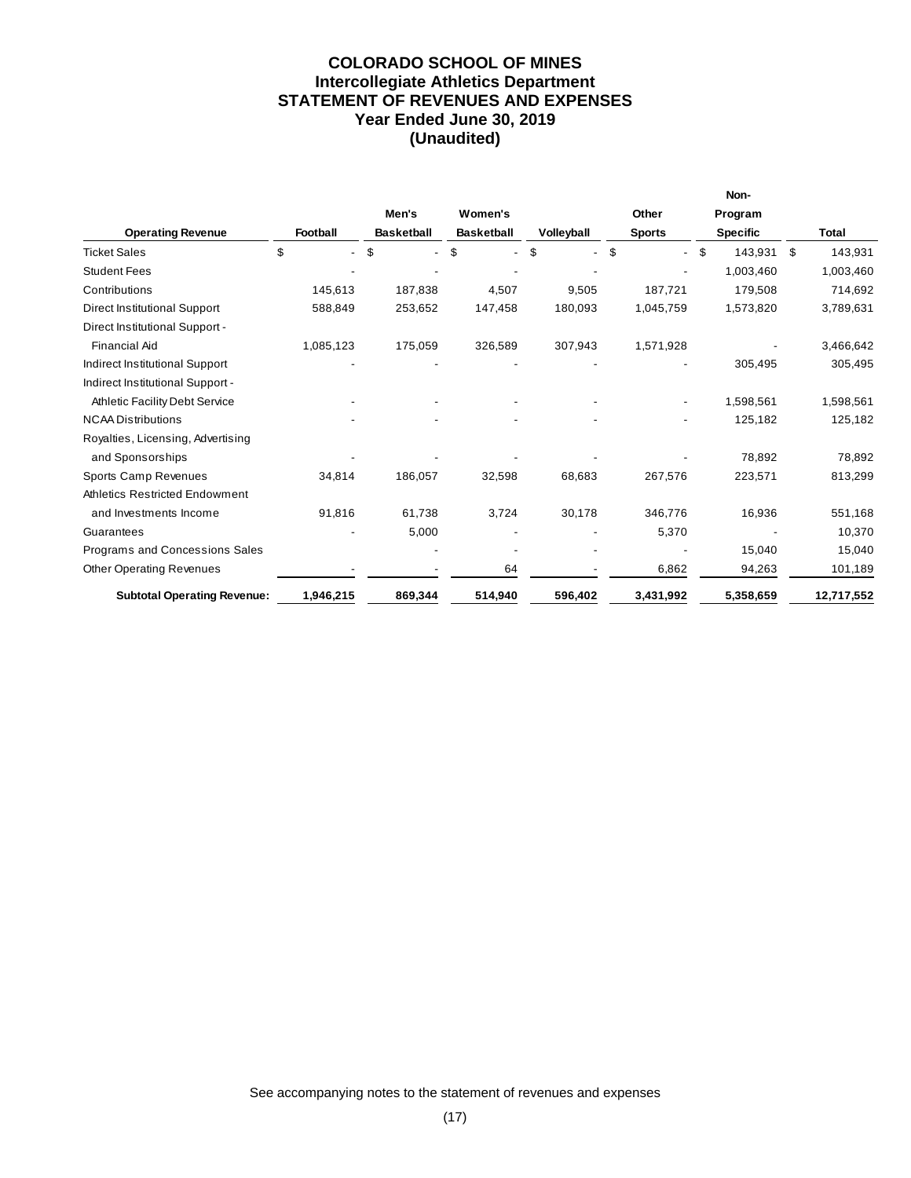# COLORADO SCHOOL OF MINES
## Intercollegiate Athletics Department
## STATEMENT OF REVENUES AND EXPENSES
### Year Ended June 30, 2019
### (Unaudited)

| Operating Revenue | Football | Men's Basketball | Women's Basketball | Volleyball | Other Sports | Non-Program Specific | Total |
|---|---|---|---|---|---|---|---|
| Ticket Sales | $ - | $ - | $ - | $ - | $ - | $ 143,931 | $ 143,931 |
| Student Fees | - | - | - | - | - | 1,003,460 | 1,003,460 |
| Contributions | 145,613 | 187,838 | 4,507 | 9,505 | 187,721 | 179,508 | 714,692 |
| Direct Institutional Support | 588,849 | 253,652 | 147,458 | 180,093 | 1,045,759 | 1,573,820 | 3,789,631 |
| Direct Institutional Support - Financial Aid | 1,085,123 | 175,059 | 326,589 | 307,943 | 1,571,928 | - | 3,466,642 |
| Indirect Institutional Support | - | - | - | - | - | 305,495 | 305,495 |
| Indirect Institutional Support - Athletic Facility Debt Service | - | - | - | - | - | 1,598,561 | 1,598,561 |
| NCAA Distributions | - | - | - | - | - | 125,182 | 125,182 |
| Royalties, Licensing, Advertising and Sponsorships | - | - | - | - | - | 78,892 | 78,892 |
| Sports Camp Revenues | 34,814 | 186,057 | 32,598 | 68,683 | 267,576 | 223,571 | 813,299 |
| Athletics Restricted Endowment and Investments Income | 91,816 | 61,738 | 3,724 | 30,178 | 346,776 | 16,936 | 551,168 |
| Guarantees | - | 5,000 | - | - | 5,370 | - | 10,370 |
| Programs and Concessions Sales | | - | - | - | - | 15,040 | 15,040 |
| Other Operating Revenues | - | - | 64 | - | 6,862 | 94,263 | 101,189 |
| **Subtotal Operating Revenue:** | **1,946,215** | **869,344** | **514,940** | **596,402** | **3,431,992** | **5,358,659** | **12,717,552** |

See accompanying notes to the statement of revenues and expenses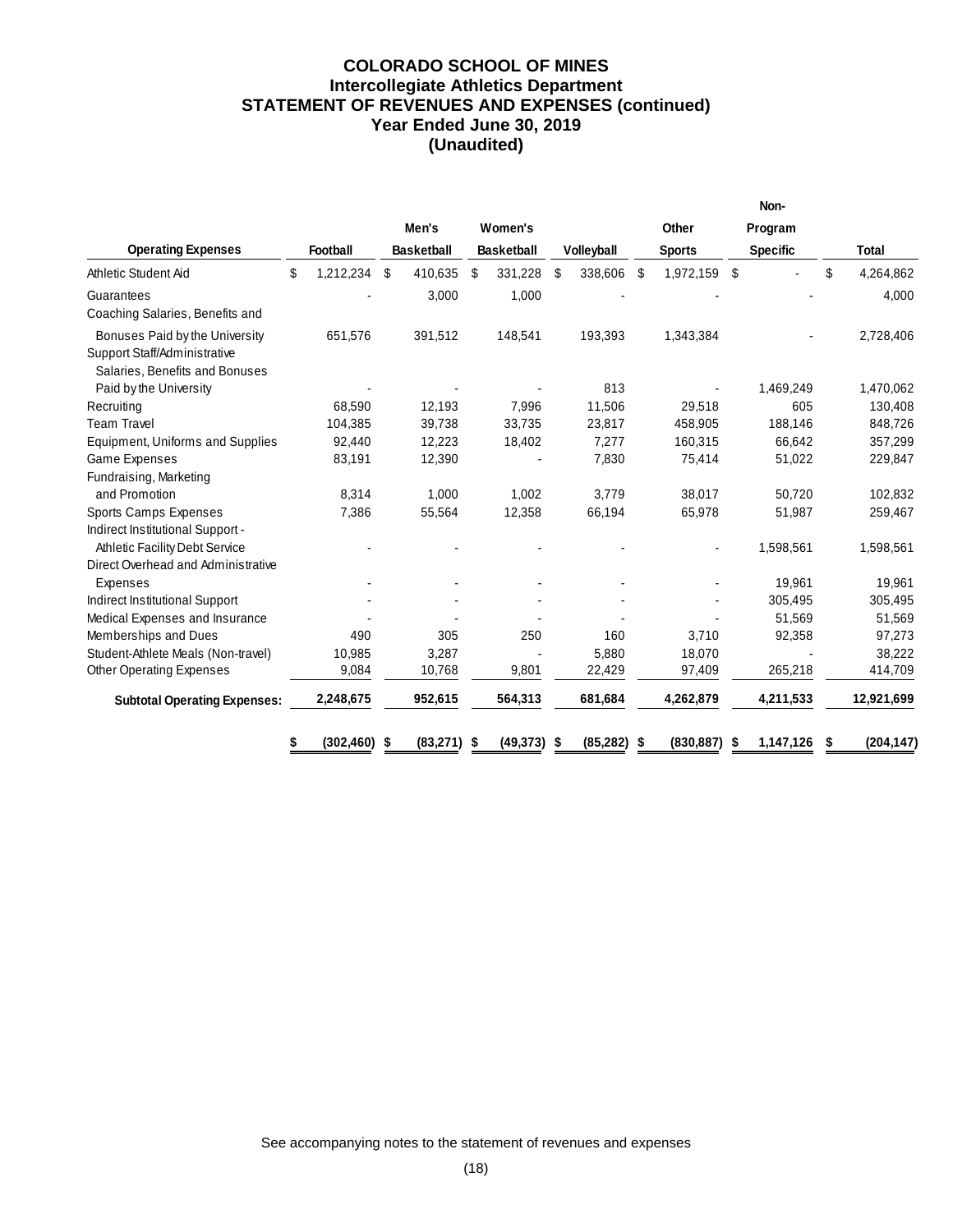# COLORADO SCHOOL OF MINES
## Intercollegiate Athletics Department
## STATEMENT OF REVENUES AND EXPENSES (continued)
## Year Ended June 30, 2019
## (Unaudited)

| Operating Expenses | Football | Men's Basketball | Women's Basketball | Volleyball | Other Sports | Non-Program Specific | Total |
|---|---|---|---|---|---|---|---|
| Athletic Student Aid | $ 1,212,234 | $ 410,635 | $ 331,228 | $ 338,606 | $ 1,972,159 | $ - | $ 4,264,862 |
| Guarantees | - | 3,000 | 1,000 | - | - | - | 4,000 |
| Coaching Salaries, Benefits and Bonuses Paid by the University | 651,576 | 391,512 | 148,541 | 193,393 | 1,343,384 | - | 2,728,406 |
| Support Staff/Administrative Salaries, Benefits and Bonuses Paid by the University | - | - | - | 813 | - | 1,469,249 | 1,470,062 |
| Recruiting | 68,590 | 12,193 | 7,996 | 11,506 | 29,518 | 605 | 130,408 |
| Team Travel | 104,385 | 39,738 | 33,735 | 23,817 | 458,905 | 188,146 | 848,726 |
| Equipment, Uniforms and Supplies | 92,440 | 12,223 | 18,402 | 7,277 | 160,315 | 66,642 | 357,299 |
| Game Expenses | 83,191 | 12,390 | - | 7,830 | 75,414 | 51,022 | 229,847 |
| Fundraising, Marketing and Promotion | 8,314 | 1,000 | 1,002 | 3,779 | 38,017 | 50,720 | 102,832 |
| Sports Camps Expenses | 7,386 | 55,564 | 12,358 | 66,194 | 65,978 | 51,987 | 259,467 |
| Indirect Institutional Support - Athletic Facility Debt Service | - | - | - | - | - | 1,598,561 | 1,598,561 |
| Direct Overhead and Administrative Expenses | - | - | - | - | - | 19,961 | 19,961 |
| Indirect Institutional Support | - | - | - | - | - | 305,495 | 305,495 |
| Medical Expenses and Insurance | - | - | - | - | - | 51,569 | 51,569 |
| Memberships and Dues | 490 | 305 | 250 | 160 | 3,710 | 92,358 | 97,273 |
| Student-Athlete Meals (Non-travel) | 10,985 | 3,287 | - | 5,880 | 18,070 | - | 38,222 |
| Other Operating Expenses | 9,084 | 10,768 | 9,801 | 22,429 | 97,409 | 265,218 | 414,709 |
| **Subtotal Operating Expenses:** | **2,248,675** | **952,615** | **564,313** | **681,684** | **4,262,879** | **4,211,533** | **12,921,699** |
| | **$ (302,460)** | **$ (83,271)** | **$ (49,373)** | **$ (85,282)** | **$ (830,887)** | **$ 1,147,126** | **$ (204,147)** |

See accompanying notes to the statement of revenues and expenses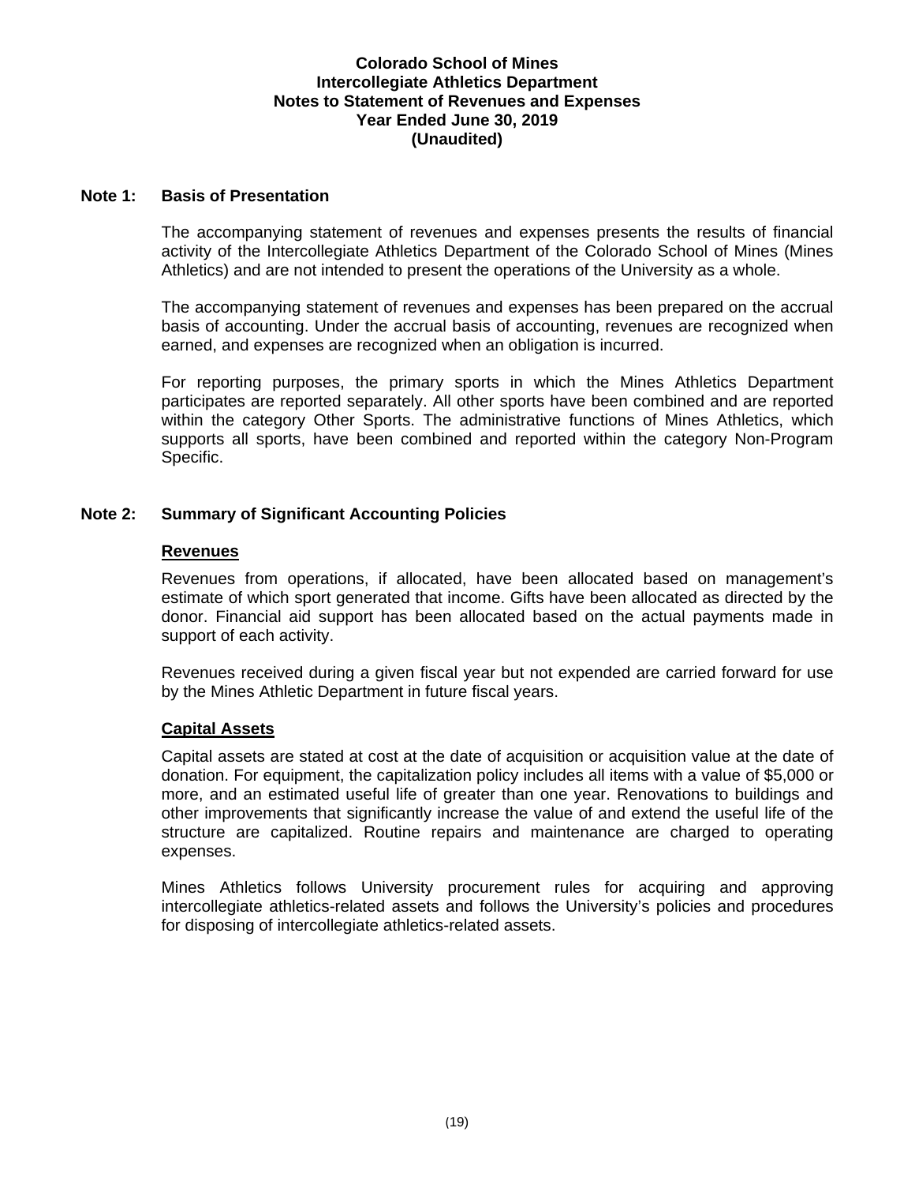**Colorado School of Mines**
**Intercollegiate Athletics Department**
**Notes to Statement of Revenues and Expenses**
**Year Ended June 30, 2019**
**(Unaudited)**

## Note 1: Basis of Presentation

The accompanying statement of revenues and expenses presents the results of financial activity of the Intercollegiate Athletics Department of the Colorado School of Mines (Mines Athletics) and are not intended to present the operations of the University as a whole.

The accompanying statement of revenues and expenses has been prepared on the accrual basis of accounting. Under the accrual basis of accounting, revenues are recognized when earned, and expenses are recognized when an obligation is incurred.

For reporting purposes, the primary sports in which the Mines Athletics Department participates are reported separately. All other sports have been combined and are reported within the category Other Sports. The administrative functions of Mines Athletics, which supports all sports, have been combined and reported within the category Non-Program Specific.

## Note 2: Summary of Significant Accounting Policies

### Revenues

Revenues from operations, if allocated, have been allocated based on management's estimate of which sport generated that income. Gifts have been allocated as directed by the donor. Financial aid support has been allocated based on the actual payments made in support of each activity.

Revenues received during a given fiscal year but not expended are carried forward for use by the Mines Athletic Department in future fiscal years.

### Capital Assets

Capital assets are stated at cost at the date of acquisition or acquisition value at the date of donation. For equipment, the capitalization policy includes all items with a value of $5,000 or more, and an estimated useful life of greater than one year. Renovations to buildings and other improvements that significantly increase the value of and extend the useful life of the structure are capitalized. Routine repairs and maintenance are charged to operating expenses.

Mines Athletics follows University procurement rules for acquiring and approving intercollegiate athletics-related assets and follows the University's policies and procedures for disposing of intercollegiate athletics-related assets.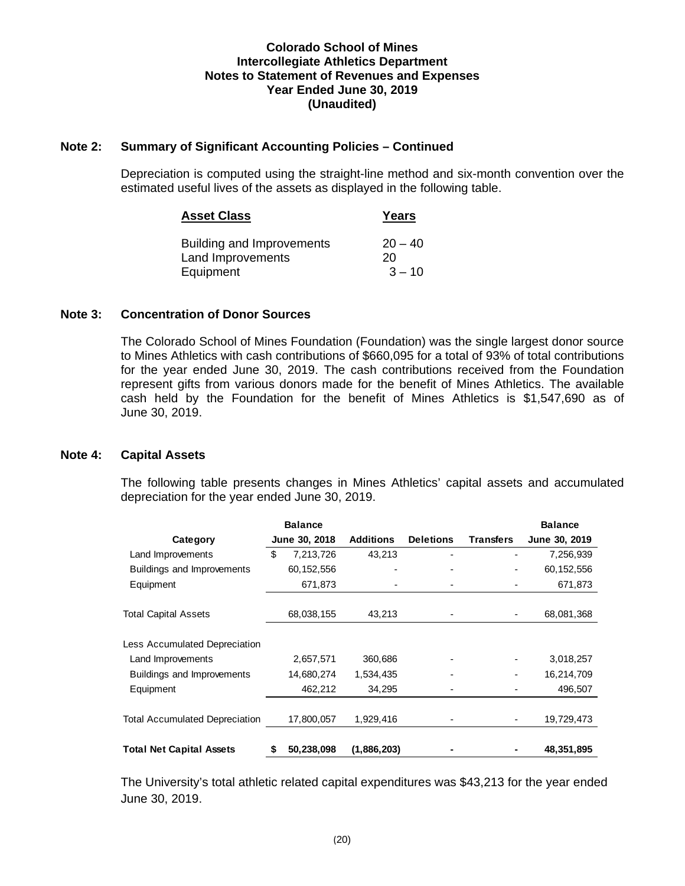**Colorado School of Mines**
**Intercollegiate Athletics Department**
**Notes to Statement of Revenues and Expenses**
**Year Ended June 30, 2019**
**(Unaudited)**

## Note 2: Summary of Significant Accounting Policies – Continued

Depreciation is computed using the straight-line method and six-month convention over the estimated useful lives of the assets as displayed in the following table.

| Asset Class | Years |
|---|---|
| Building and Improvements | 20 – 40 |
| Land Improvements | 20 |
| Equipment | 3 – 10 |

## Note 3: Concentration of Donor Sources

The Colorado School of Mines Foundation (Foundation) was the single largest donor source to Mines Athletics with cash contributions of $660,095 for a total of 93% of total contributions for the year ended June 30, 2019. The cash contributions received from the Foundation represent gifts from various donors made for the benefit of Mines Athletics. The available cash held by the Foundation for the benefit of Mines Athletics is $1,547,690 as of June 30, 2019.

## Note 4: Capital Assets

The following table presents changes in Mines Athletics' capital assets and accumulated depreciation for the year ended June 30, 2019.

| Category | Balance June 30, 2018 | Additions | Deletions | Transfers | Balance June 30, 2019 |
|---|---|---|---|---|---|
| Land Improvements | $ 7,213,726 | 43,213 | - | - | 7,256,939 |
| Buildings and Improvements | 60,152,556 | - | - | - | 60,152,556 |
| Equipment | 671,873 | - | - | - | 671,873 |
| Total Capital Assets | 68,038,155 | 43,213 | - | - | 68,081,368 |
| Less Accumulated Depreciation | | | | | |
| Land Improvements | 2,657,571 | 360,686 | - | - | 3,018,257 |
| Buildings and Improvements | 14,680,274 | 1,534,435 | - | - | 16,214,709 |
| Equipment | 462,212 | 34,295 | - | - | 496,507 |
| Total Accumulated Depreciation | 17,800,057 | 1,929,416 | - | - | 19,729,473 |
| **Total Net Capital Assets** | **$ 50,238,098** | **(1,886,203)** | **-** | **-** | **48,351,895** |

The University's total athletic related capital expenditures was $43,213 for the year ended June 30, 2019.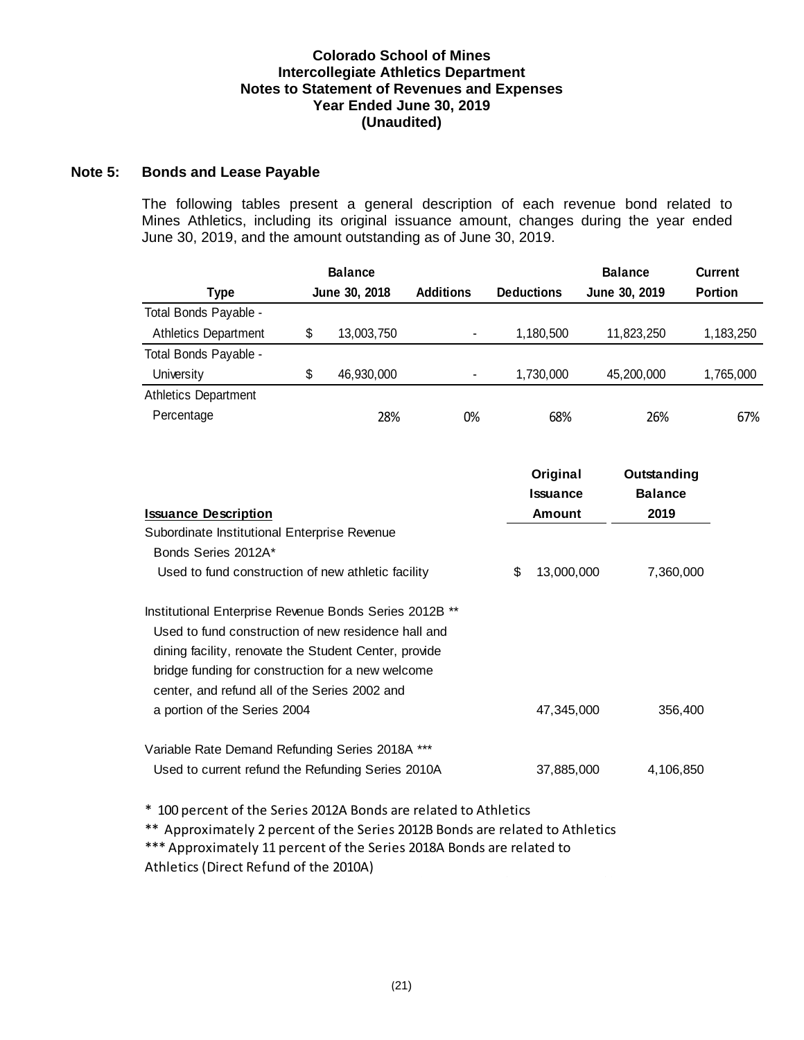**Colorado School of Mines**
**Intercollegiate Athletics Department**
**Notes to Statement of Revenues and Expenses**
**Year Ended June 30, 2019**
**(Unaudited)**

## Note 5: Bonds and Lease Payable

The following tables present a general description of each revenue bond related to Mines Athletics, including its original issuance amount, changes during the year ended June 30, 2019, and the amount outstanding as of June 30, 2019.

| Type | Balance June 30, 2018 | Additions | Deductions | Balance June 30, 2019 | Current Portion |
|---|---|---|---|---|---|
| Total Bonds Payable - Athletics Department | $ 13,003,750 | - | 1,180,500 | 11,823,250 | 1,183,250 |
| Total Bonds Payable - University | $ 46,930,000 | - | 1,730,000 | 45,200,000 | 1,765,000 |
| Athletics Department Percentage | 28% | 0% | 68% | 26% | 67% |

| Issuance Description | Original Issuance Amount | Outstanding Balance 2019 |
|---|---|---|
| Subordinate Institutional Enterprise Revenue Bonds Series 2012A* Used to fund construction of new athletic facility | $ 13,000,000 | 7,360,000 |
| Institutional Enterprise Revenue Bonds Series 2012B ** Used to fund construction of new residence hall and dining facility, renovate the Student Center, provide bridge funding for construction for a new welcome center, and refund all of the Series 2002 and a portion of the Series 2004 | 47,345,000 | 356,400 |
| Variable Rate Demand Refunding Series 2018A *** Used to current refund the Refunding Series 2010A | 37,885,000 | 4,106,850 |

\* 100 percent of the Series 2012A Bonds are related to Athletics

** Approximately 2 percent of the Series 2012B Bonds are related to Athletics

*** Approximately 11 percent of the Series 2018A Bonds are related to Athletics (Direct Refund of the 2010A)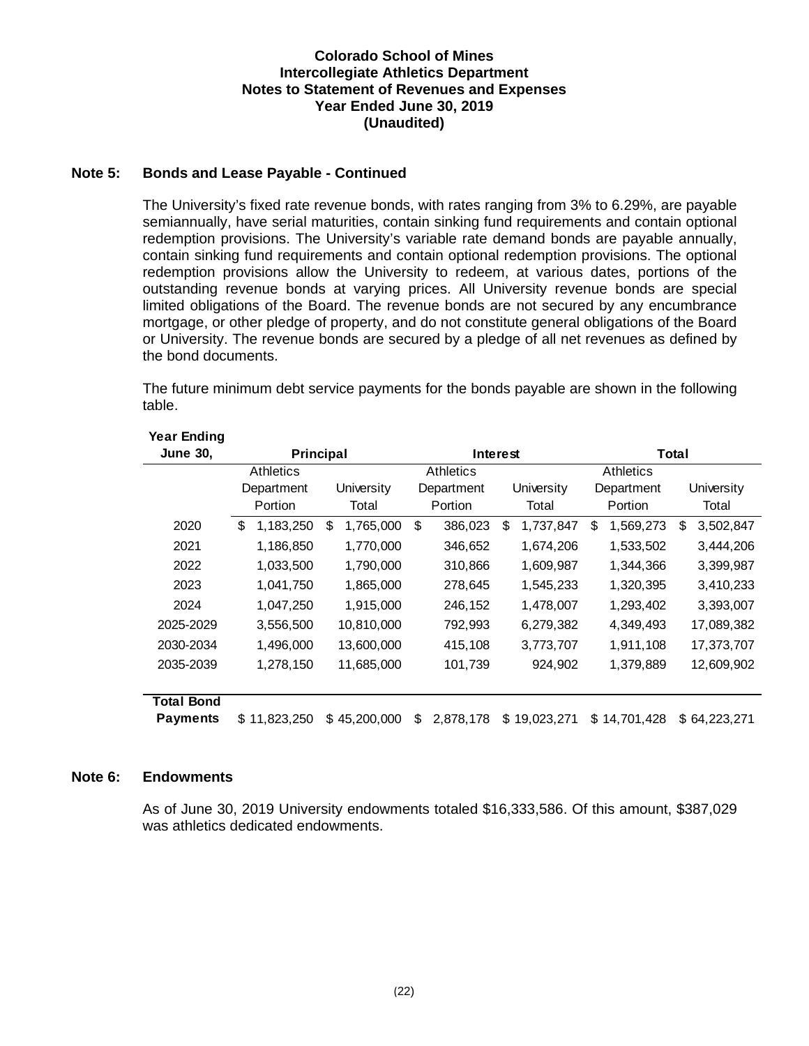**Colorado School of Mines**
**Intercollegiate Athletics Department**
**Notes to Statement of Revenues and Expenses**
**Year Ended June 30, 2019**
**(Unaudited)**

## Note 5: Bonds and Lease Payable - Continued

The University's fixed rate revenue bonds, with rates ranging from 3% to 6.29%, are payable semiannually, have serial maturities, contain sinking fund requirements and contain optional redemption provisions. The University's variable rate demand bonds are payable annually, contain sinking fund requirements and contain optional redemption provisions. The optional redemption provisions allow the University to redeem, at various dates, portions of the outstanding revenue bonds at varying prices. All University revenue bonds are special limited obligations of the Board. The revenue bonds are not secured by any encumbrance mortgage, or other pledge of property, and do not constitute general obligations of the Board or University. The revenue bonds are secured by a pledge of all net revenues as defined by the bond documents.

The future minimum debt service payments for the bonds payable are shown in the following table.

| Year Ending June 30, | Principal | | Interest | | Total | |
|---|---|---|---|---|---|---|
| | Athletics Department Portion | University Total | Athletics Department Portion | University Total | Athletics Department Portion | University Total |
| 2020 | $ 1,183,250 | $ 1,765,000 | $ 386,023 | $ 1,737,847 | $ 1,569,273 | $ 3,502,847 |
| 2021 | 1,186,850 | 1,770,000 | 346,652 | 1,674,206 | 1,533,502 | 3,444,206 |
| 2022 | 1,033,500 | 1,790,000 | 310,866 | 1,609,987 | 1,344,366 | 3,399,987 |
| 2023 | 1,041,750 | 1,865,000 | 278,645 | 1,545,233 | 1,320,395 | 3,410,233 |
| 2024 | 1,047,250 | 1,915,000 | 246,152 | 1,478,007 | 1,293,402 | 3,393,007 |
| 2025-2029 | 3,556,500 | 10,810,000 | 792,993 | 6,279,382 | 4,349,493 | 17,089,382 |
| 2030-2034 | 1,496,000 | 13,600,000 | 415,108 | 3,773,707 | 1,911,108 | 17,373,707 |
| 2035-2039 | 1,278,150 | 11,685,000 | 101,739 | 924,902 | 1,379,889 | 12,609,902 |
| **Total Bond Payments** | $ 11,823,250 | $ 45,200,000 | $ 2,878,178 | $ 19,023,271 | $ 14,701,428 | $ 64,223,271 |

## Note 6: Endowments

As of June 30, 2019 University endowments totaled $16,333,586. Of this amount, $387,029 was athletics dedicated endowments.